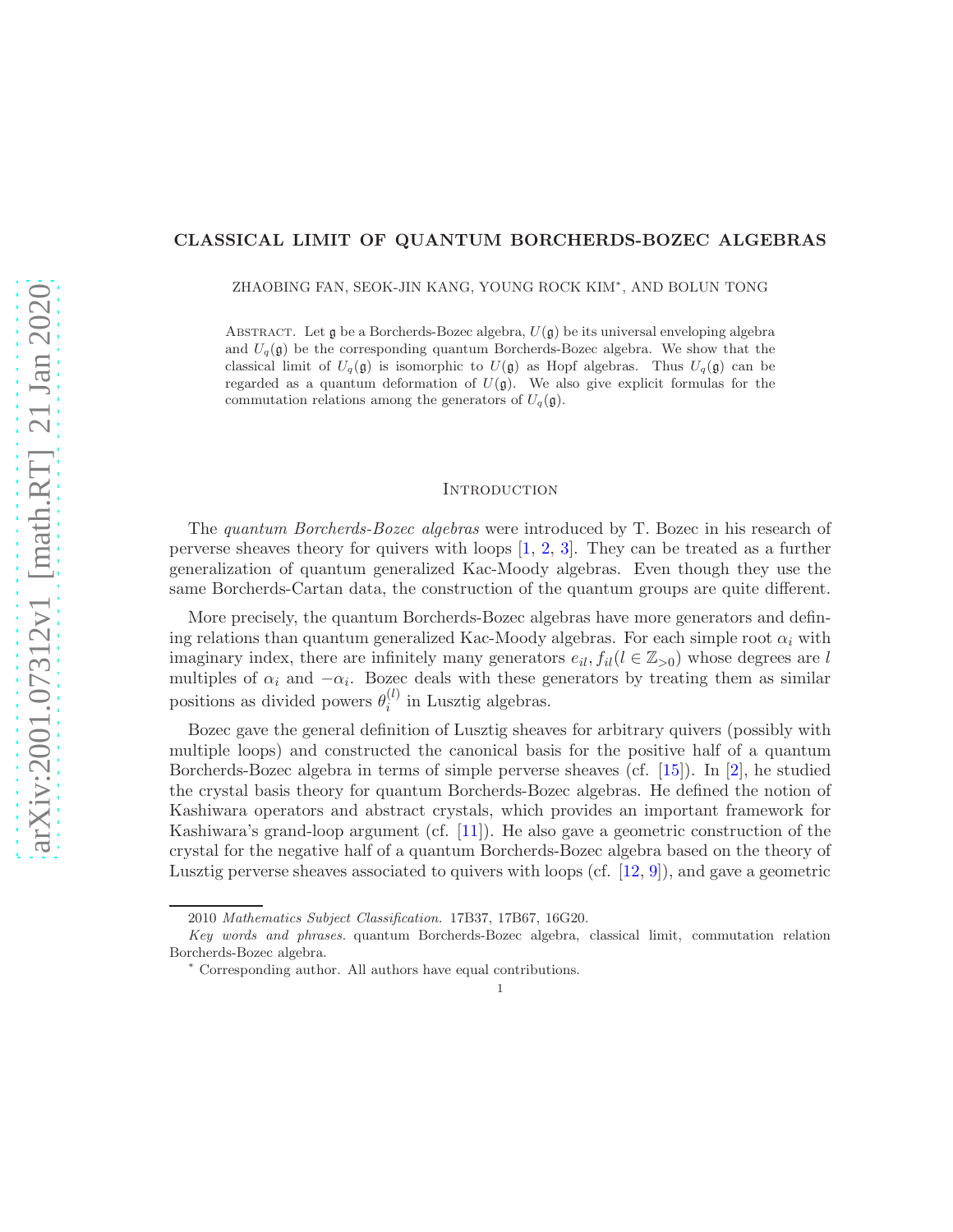# CLASSICAL LIMIT OF QUANTUM BORCHERDS-BOZEC ALGEBRAS

ZHAOBING FAN, SEOK-JIN KANG, YOUNG ROCK KIM*, AND BOLUN TONG

Abstract. Let $\mathfrak{g}$ be a Borcherds-Bozec algebra, $U(\mathfrak{g})$ be its universal enveloping algebra and $U_q(\mathfrak{g})$ be the corresponding quantum Borcherds-Bozec algebra. We show that the classical limit of $U_q(\mathfrak{g})$ is isomorphic to $U(\mathfrak{g})$ as Hopf algebras. Thus $U_q(\mathfrak{g})$ can be regarded as a quantum deformation of $U(\mathfrak{g})$. We also give explicit formulas for the commutation relations among the generators of $U_q(\mathfrak{g})$.

## Introduction

The *quantum Borcherds-Bozec algebras* were introduced by T. Bozec in his research of perverse sheaves theory for quivers with loops [1, 2, 3]. They can be treated as a further generalization of quantum generalized Kac-Moody algebras. Even though they use the same Borcherds-Cartan data, the construction of the quantum groups are quite different.

More precisely, the quantum Borcherds-Bozec algebras have more generators and defining relations than quantum generalized Kac-Moody algebras. For each simple root $\alpha_i$ with imaginary index, there are infinitely many generators $e_{il}, f_{il} (l \in \mathbb{Z}_{>0})$ whose degrees are $l$ multiples of $\alpha_i$ and $-\alpha_i$. Bozec deals with these generators by treating them as similar positions as divided powers $\theta_i^{(l)}$ in Lusztig algebras.

Bozec gave the general definition of Lusztig sheaves for arbitrary quivers (possibly with multiple loops) and constructed the canonical basis for the positive half of a quantum Borcherds-Bozec algebra in terms of simple perverse sheaves (cf. [15]). In [2], he studied the crystal basis theory for quantum Borcherds-Bozec algebras. He defined the notion of Kashiwara operators and abstract crystals, which provides an important framework for Kashiwara's grand-loop argument (cf. [11]). He also gave a geometric construction of the crystal for the negative half of a quantum Borcherds-Bozec algebra based on the theory of Lusztig perverse sheaves associated to quivers with loops (cf. [12, 9]), and gave a geometric

---

2010 *Mathematics Subject Classification.* 17B37, 17B67, 16G20.

*Key words and phrases.* quantum Borcherds-Bozec algebra, classical limit, commutation relation Borcherds-Bozec algebra.

* Corresponding author. All authors have equal contributions.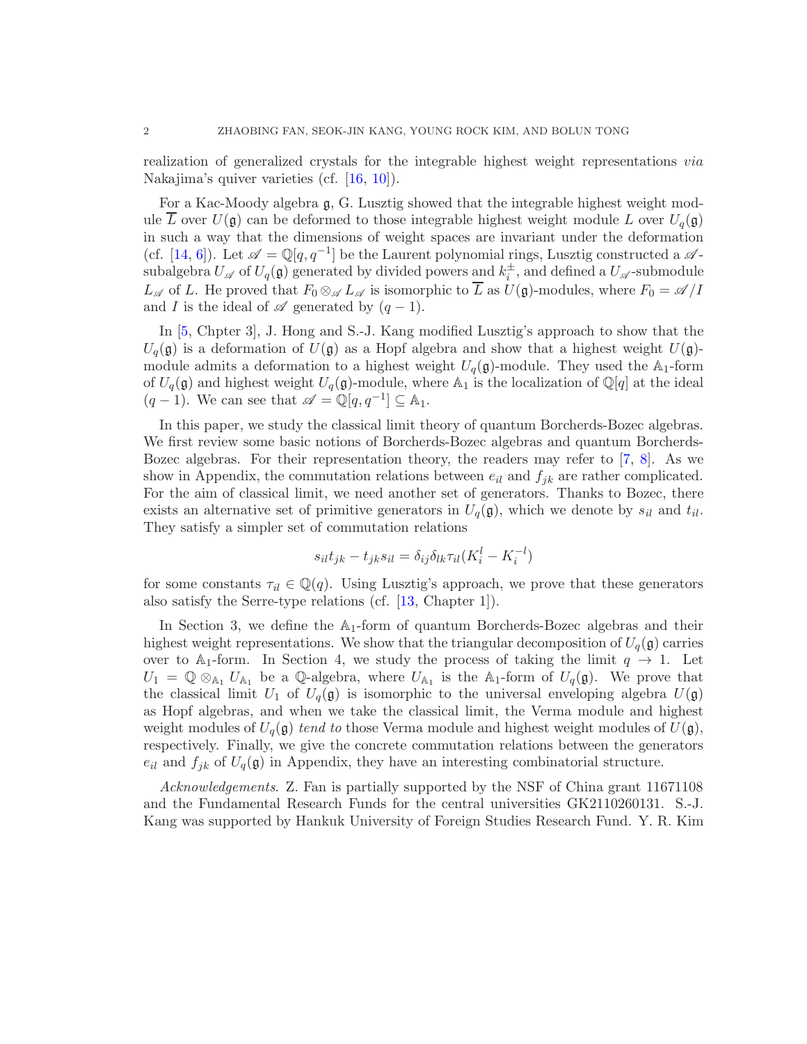realization of generalized crystals for the integrable highest weight representations *via* Nakajima's quiver varieties (cf. [16, 10]).

For a Kac-Moody algebra $\mathfrak{g}$, G. Lusztig showed that the integrable highest weight module $\overline{L}$ over $U(\mathfrak{g})$ can be deformed to those integrable highest weight module $L$ over $U_q(\mathfrak{g})$ in such a way that the dimensions of weight spaces are invariant under the deformation (cf. [14, 6]). Let $\mathscr{A} = \mathbb{Q}[q, q^{-1}]$ be the Laurent polynomial rings, Lusztig constructed a $\mathscr{A}$-subalgebra $U_{\mathscr{A}}$ of $U_q(\mathfrak{g})$ generated by divided powers and $k_i^{\pm}$, and defined a $U_{\mathscr{A}}$-submodule $L_{\mathscr{A}}$ of $L$. He proved that $F_0 \otimes_{\mathscr{A}} L_{\mathscr{A}}$ is isomorphic to $\overline{L}$ as $U(\mathfrak{g})$-modules, where $F_0 = \mathscr{A}/I$ and $I$ is the ideal of $\mathscr{A}$ generated by $(q-1)$.

In [5, Chpter 3], J. Hong and S.-J. Kang modified Lusztig's approach to show that the $U_q(\mathfrak{g})$ is a deformation of $U(\mathfrak{g})$ as a Hopf algebra and show that a highest weight $U(\mathfrak{g})$-module admits a deformation to a highest weight $U_q(\mathfrak{g})$-module. They used the $\mathbb{A}_1$-form of $U_q(\mathfrak{g})$ and highest weight $U_q(\mathfrak{g})$-module, where $\mathbb{A}_1$ is the localization of $\mathbb{Q}[q]$ at the ideal $(q-1)$. We can see that $\mathscr{A} = \mathbb{Q}[q, q^{-1}] \subseteq \mathbb{A}_1$.

In this paper, we study the classical limit theory of quantum Borcherds-Bozec algebras. We first review some basic notions of Borcherds-Bozec algebras and quantum Borcherds-Bozec algebras. For their representation theory, the readers may refer to [7, 8]. As we show in Appendix, the commutation relations between $e_{il}$ and $f_{jk}$ are rather complicated. For the aim of classical limit, we need another set of generators. Thanks to Bozec, there exists an alternative set of primitive generators in $U_q(\mathfrak{g})$, which we denote by $s_{il}$ and $t_{il}$. They satisfy a simpler set of commutation relations

$$s_{il}t_{jk} - t_{jk}s_{il} = \delta_{ij}\delta_{lk}\tau_{il}(K_i^l - K_i^{-l})$$

for some constants $\tau_{il} \in \mathbb{Q}(q)$. Using Lusztig's approach, we prove that these generators also satisfy the Serre-type relations (cf. [13, Chapter 1]).

In Section 3, we define the $\mathbb{A}_1$-form of quantum Borcherds-Bozec algebras and their highest weight representations. We show that the triangular decomposition of $U_q(\mathfrak{g})$ carries over to $\mathbb{A}_1$-form. In Section 4, we study the process of taking the limit $q \to 1$. Let $U_1 = \mathbb{Q} \otimes_{\mathbb{A}_1} U_{\mathbb{A}_1}$ be a $\mathbb{Q}$-algebra, where $U_{\mathbb{A}_1}$ is the $\mathbb{A}_1$-form of $U_q(\mathfrak{g})$. We prove that the classical limit $U_1$ of $U_q(\mathfrak{g})$ is isomorphic to the universal enveloping algebra $U(\mathfrak{g})$ as Hopf algebras, and when we take the classical limit, the Verma module and highest weight modules of $U_q(\mathfrak{g})$ *tend to* those Verma module and highest weight modules of $U(\mathfrak{g})$, respectively. Finally, we give the concrete commutation relations between the generators $e_{il}$ and $f_{jk}$ of $U_q(\mathfrak{g})$ in Appendix, they have an interesting combinatorial structure.

*Acknowledgements*. Z. Fan is partially supported by the NSF of China grant 11671108 and the Fundamental Research Funds for the central universities GK2110260131. S.-J. Kang was supported by Hankuk University of Foreign Studies Research Fund. Y. R. Kim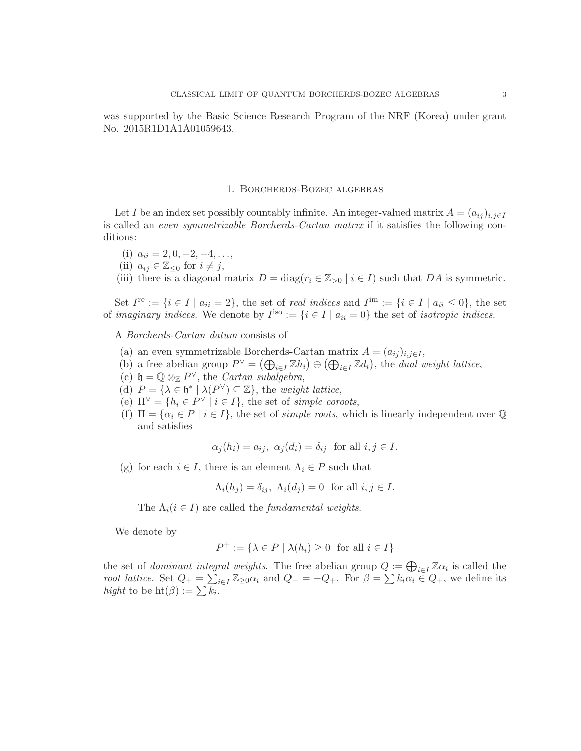was supported by the Basic Science Research Program of the NRF (Korea) under grant No. 2015R1D1A1A01059643.

## 1. Borchers-Bozec algebras

Let $I$ be an index set possibly countably infinite. An integer-valued matrix $A = (a_{ij})_{i,j \in I}$ is called an *even symmetrizable Borcherds-Cartan matrix* if it satisfies the following conditions:

(i) $a_{ii} = 2, 0, -2, -4, \ldots$,
(ii) $a_{ij} \in \mathbb{Z}_{\leq 0}$ for $i \neq j$,
(iii) there is a diagonal matrix $D = \operatorname{diag}(r_i \in \mathbb{Z}_{>0} \mid i \in I)$ such that $DA$ is symmetric.

Set $I^{\text{re}} := \{i \in I \mid a_{ii} = 2\}$, the set of *real indices* and $I^{\text{im}} := \{i \in I \mid a_{ii} \leq 0\}$, the set of *imaginary indices*. We denote by $I^{\text{iso}} := \{i \in I \mid a_{ii} = 0\}$ the set of *isotropic indices*.

A *Borcherds-Cartan datum* consists of

(a) an even symmetrizable Borcherds-Cartan matrix $A = (a_{ij})_{i,j \in I}$,
(b) a free abelian group $P^\vee = \left(\bigoplus_{i \in I} \mathbb{Z} h_i\right) \oplus \left(\bigoplus_{i \in I} \mathbb{Z} d_i\right)$, the *dual weight lattice*,
(c) $\mathfrak{h} = \mathbb{Q} \otimes_{\mathbb{Z}} P^\vee$, the *Cartan subalgebra*,
(d) $P = \{\lambda \in \mathfrak{h}^* \mid \lambda(P^\vee) \subseteq \mathbb{Z}\}$, the *weight lattice*,
(e) $\Pi^\vee = \{h_i \in P^\vee \mid i \in I\}$, the set of *simple coroots*,
(f) $\Pi = \{\alpha_i \in P \mid i \in I\}$, the set of *simple roots*, which is linearly independent over $\mathbb{Q}$ and satisfies

$$\alpha_j(h_i) = a_{ij}, \ \alpha_j(d_i) = \delta_{ij} \ \text{ for all } i, j \in I.$$

(g) for each $i \in I$, there is an element $\Lambda_i \in P$ such that

$$\Lambda_i(h_j) = \delta_{ij}, \ \Lambda_i(d_j) = 0 \ \text{ for all } i, j \in I.$$

The $\Lambda_i (i \in I)$ are called the *fundamental weights*.

We denote by

$$P^+ := \{\lambda \in P \mid \lambda(h_i) \geq 0 \ \text{ for all } i \in I\}$$

the set of *dominant integral weights*. The free abelian group $Q := \bigoplus_{i \in I} \mathbb{Z}\alpha_i$ is called the *root lattice*. Set $Q_+ = \sum_{i \in I} \mathbb{Z}_{\geq 0} \alpha_i$ and $Q_- = -Q_+$. For $\beta = \sum k_i \alpha_i \in Q_+$, we define its *hight* to be $\operatorname{ht}(\beta) := \sum k_i$.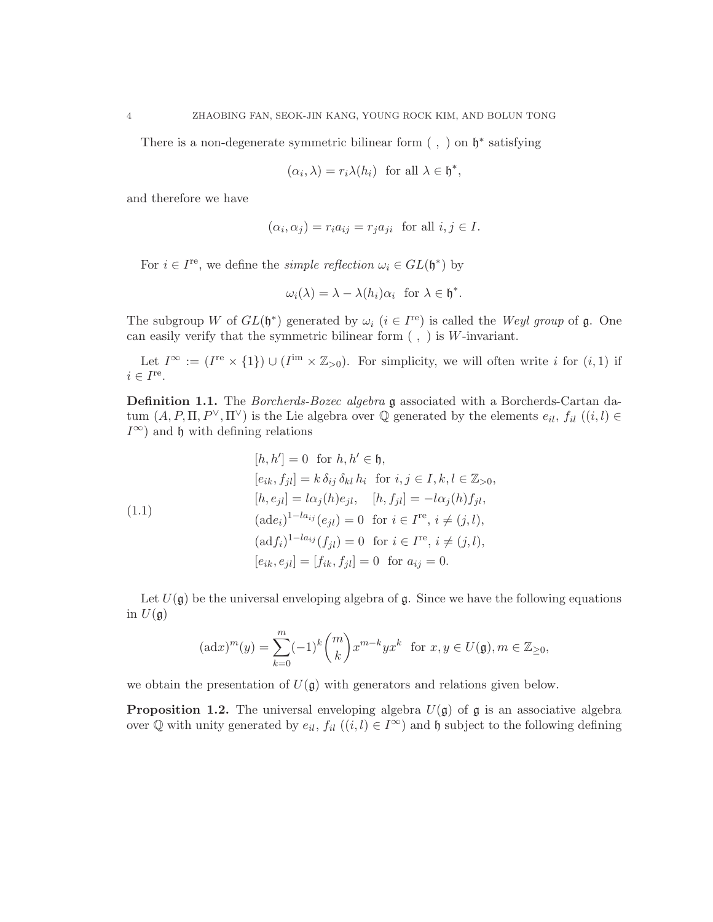There is a non-degenerate symmetric bilinear form $( \, , \, )$ on $\mathfrak{h}^*$ satisfying

$$(\alpha_i, \lambda) = r_i \lambda(h_i) \quad \text{for all } \lambda \in \mathfrak{h}^*,$$

and therefore we have

$$(\alpha_i, \alpha_j) = r_i a_{ij} = r_j a_{ji} \quad \text{for all } i, j \in I.$$

For $i \in I^{\mathrm{re}}$, we define the *simple reflection* $\omega_i \in GL(\mathfrak{h}^*)$ by

$$\omega_i(\lambda) = \lambda - \lambda(h_i)\alpha_i \quad \text{for } \lambda \in \mathfrak{h}^*.$$

The subgroup $W$ of $GL(\mathfrak{h}^*)$ generated by $\omega_i$ ($i \in I^{\mathrm{re}}$) is called the *Weyl group* of $\mathfrak{g}$. One can easily verify that the symmetric bilinear form $( \, , \, )$ is $W$-invariant.

Let $I^\infty := (I^{\mathrm{re}} \times \{1\}) \cup (I^{\mathrm{im}} \times \mathbb{Z}_{>0})$. For simplicity, we will often write $i$ for $(i, 1)$ if $i \in I^{\mathrm{re}}$.

**Definition 1.1.** The *Borcherds-Bozec algebra* $\mathfrak{g}$ associated with a Borcherds-Cartan datum $(A, P, \Pi, P^\vee, \Pi^\vee)$ is the Lie algebra over $\mathbb{Q}$ generated by the elements $e_{il}$, $f_{il}$ ($(i,l) \in I^\infty$) and $\mathfrak{h}$ with defining relations

$$\begin{aligned}
&[h, h'] = 0 \quad \text{for } h, h' \in \mathfrak{h}, \\
&[e_{ik}, f_{jl}] = k \, \delta_{ij} \, \delta_{kl} \, h_i \quad \text{for } i, j \in I, k, l \in \mathbb{Z}_{>0}, \\
&[h, e_{jl}] = l\alpha_j(h) e_{jl}, \quad [h, f_{jl}] = -l\alpha_j(h) f_{jl}, \\
&(\mathrm{ad} e_i)^{1 - l a_{ij}}(e_{jl}) = 0 \quad \text{for } i \in I^{\mathrm{re}}, \, i \neq (j, l), \\
&(\mathrm{ad} f_i)^{1 - l a_{ij}}(f_{jl}) = 0 \quad \text{for } i \in I^{\mathrm{re}}, \, i \neq (j, l), \\
&[e_{ik}, e_{jl}] = [f_{ik}, f_{jl}] = 0 \quad \text{for } a_{ij} = 0.
\end{aligned} \tag{1.1}$$

Let $U(\mathfrak{g})$ be the universal enveloping algebra of $\mathfrak{g}$. Since we have the following equations in $U(\mathfrak{g})$

$$(\mathrm{ad} x)^m(y) = \sum_{k=0}^{m} (-1)^k \binom{m}{k} x^{m-k} y x^k \quad \text{for } x, y \in U(\mathfrak{g}), m \in \mathbb{Z}_{\geq 0},$$

we obtain the presentation of $U(\mathfrak{g})$ with generators and relations given below.

**Proposition 1.2.** The universal enveloping algebra $U(\mathfrak{g})$ of $\mathfrak{g}$ is an associative algebra over $\mathbb{Q}$ with unity generated by $e_{il}$, $f_{il}$ ($(i,l) \in I^\infty$) and $\mathfrak{h}$ subject to the following defining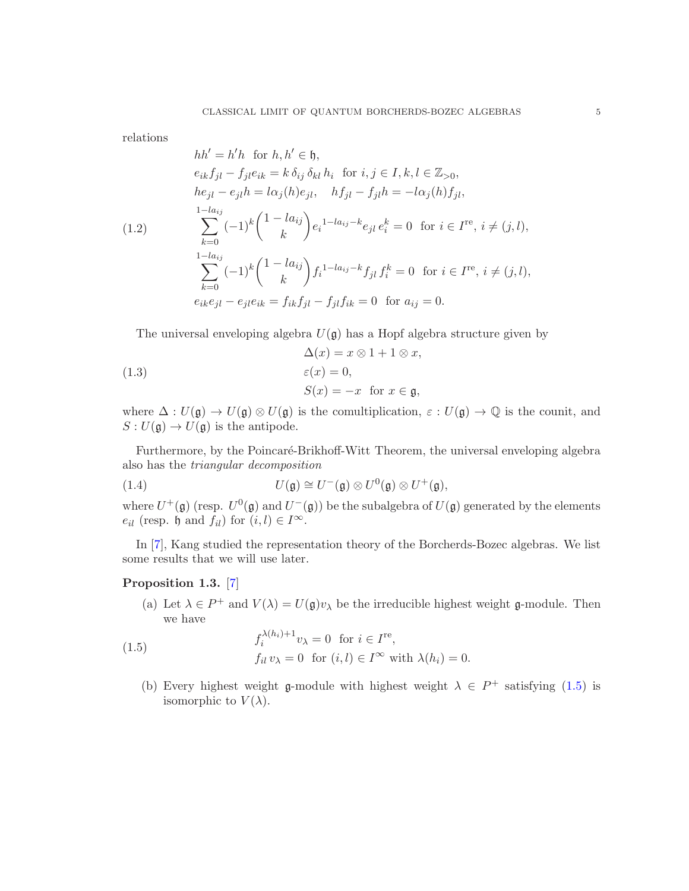relations

$$
\begin{aligned}
& hh' = h'h \ \text{ for } h, h' \in \mathfrak{h}, \\
& e_{ik} f_{jl} - f_{jl} e_{ik} = k\, \delta_{ij}\, \delta_{kl}\, h_i \ \text{ for } i, j \in I, k, l \in \mathbb{Z}_{>0}, \\
& h e_{jl} - e_{jl} h = l \alpha_j(h) e_{jl}, \quad h f_{jl} - f_{jl} h = -l \alpha_j(h) f_{jl}, \\
& \sum_{k=0}^{1-la_{ij}} (-1)^k \binom{1-la_{ij}}{k} e_i^{\,1-la_{ij}-k} e_{jl}\, e_i^k = 0 \ \text{ for } i \in I^{\mathrm{re}},\ i \neq (j,l), \\
& \sum_{k=0}^{1-la_{ij}} (-1)^k \binom{1-la_{ij}}{k} f_i^{\,1-la_{ij}-k} f_{jl}\, f_i^k = 0 \ \text{ for } i \in I^{\mathrm{re}},\ i \neq (j,l), \\
& e_{ik} e_{jl} - e_{jl} e_{ik} = f_{ik} f_{jl} - f_{jl} f_{ik} = 0 \ \text{ for } a_{ij} = 0.
\end{aligned} \tag{1.2}
$$

The universal enveloping algebra $U(\mathfrak{g})$ has a Hopf algebra structure given by

$$
\begin{aligned}
& \Delta(x) = x \otimes 1 + 1 \otimes x, \\
& \varepsilon(x) = 0, \\
& S(x) = -x \ \text{ for } x \in \mathfrak{g},
\end{aligned} \tag{1.3}
$$

where $\Delta : U(\mathfrak{g}) \to U(\mathfrak{g}) \otimes U(\mathfrak{g})$ is the comultiplication, $\varepsilon : U(\mathfrak{g}) \to \mathbb{Q}$ is the counit, and $S : U(\mathfrak{g}) \to U(\mathfrak{g})$ is the antipode.

Furthermore, by the Poincaré-Brikhoff-Witt Theorem, the universal enveloping algebra also has the *triangular decomposition*

$$
U(\mathfrak{g}) \cong U^-(\mathfrak{g}) \otimes U^0(\mathfrak{g}) \otimes U^+(\mathfrak{g}), \tag{1.4}
$$

where $U^+(\mathfrak{g})$ (resp. $U^0(\mathfrak{g})$ and $U^-(\mathfrak{g})$) be the subalgebra of $U(\mathfrak{g})$ generated by the elements $e_{il}$ (resp. $\mathfrak{h}$ and $f_{il}$) for $(i,l) \in I^\infty$.

In [7], Kang studied the representation theory of the Borcherds-Bozec algebras. We list some results that we will use later.

**Proposition 1.3.** [7]

(a) Let $\lambda \in P^+$ and $V(\lambda) = U(\mathfrak{g}) v_\lambda$ be the irreducible highest weight $\mathfrak{g}$-module. Then we have

$$
\begin{aligned}
& f_i^{\lambda(h_i)+1} v_\lambda = 0 \ \text{ for } i \in I^{\mathrm{re}}, \\
& f_{il}\, v_\lambda = 0 \ \text{ for } (i,l) \in I^\infty \text{ with } \lambda(h_i) = 0.
\end{aligned} \tag{1.5}
$$

(b) Every highest weight $\mathfrak{g}$-module with highest weight $\lambda \in P^+$ satisfying (1.5) is isomorphic to $V(\lambda)$.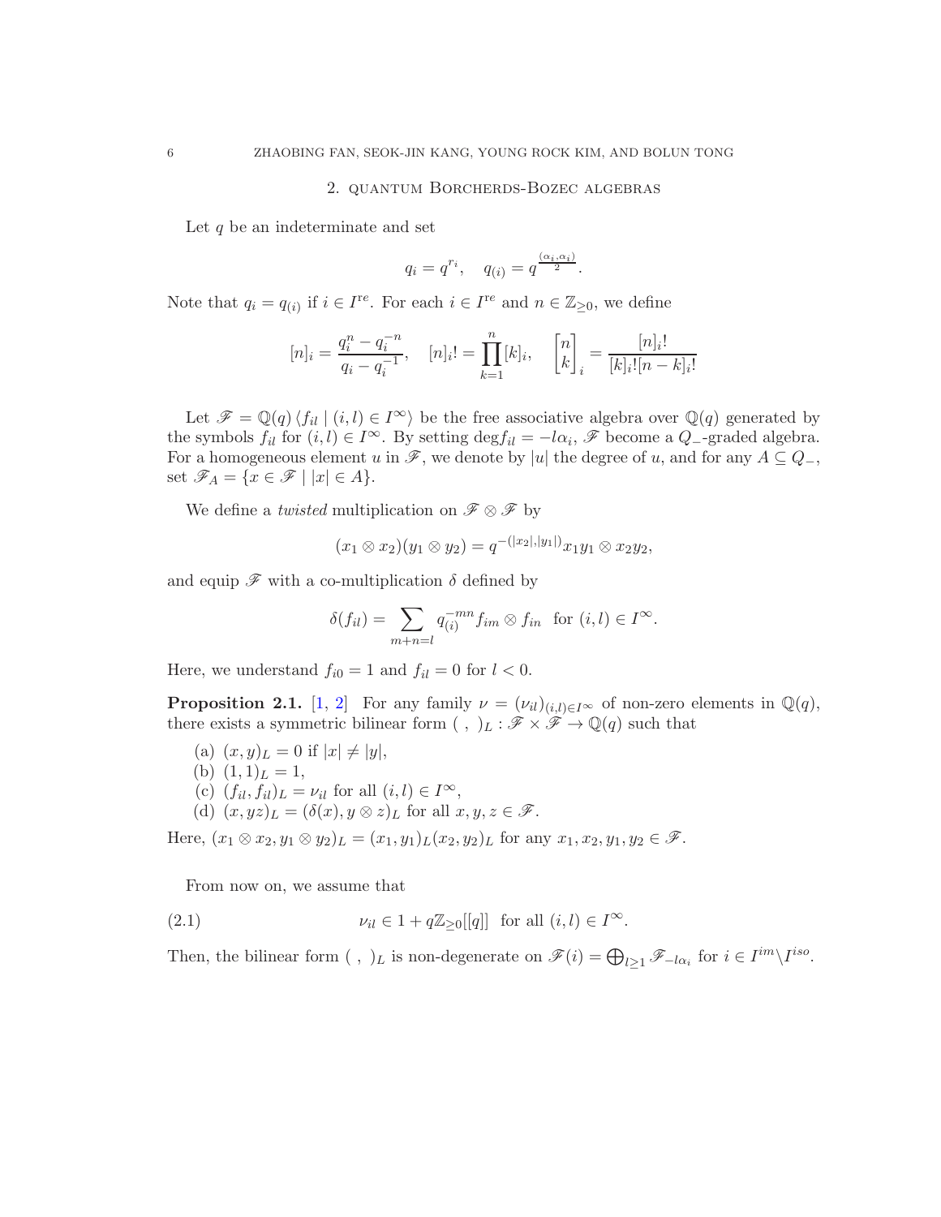## 2. quantum Borcherds-Bozec algebras

Let $q$ be an indeterminate and set

$$q_i = q^{r_i}, \quad q_{(i)} = q^{\frac{(\alpha_i, \alpha_i)}{2}}.$$

Note that $q_i = q_{(i)}$ if $i \in I^{\text{re}}$. For each $i \in I^{re}$ and $n \in \mathbb{Z}_{\geq 0}$, we define

$$[n]_i = \frac{q_i^n - q_i^{-n}}{q_i - q_i^{-1}}, \quad [n]_i! = \prod_{k=1}^{n} [k]_i, \quad \begin{bmatrix} n \\ k \end{bmatrix}_i = \frac{[n]_i!}{[k]_i! [n-k]_i!}$$

Let $\mathscr{F} = \mathbb{Q}(q) \langle f_{il} \mid (i,l) \in I^{\infty} \rangle$ be the free associative algebra over $\mathbb{Q}(q)$ generated by the symbols $f_{il}$ for $(i,l) \in I^{\infty}$. By setting $\deg f_{il} = -l\alpha_i$, $\mathscr{F}$ become a $Q_-$-graded algebra. For a homogeneous element $u$ in $\mathscr{F}$, we denote by $|u|$ the degree of $u$, and for any $A \subseteq Q_-$, set $\mathscr{F}_A = \{x \in \mathscr{F} \mid |x| \in A\}$.

We define a *twisted* multiplication on $\mathscr{F} \otimes \mathscr{F}$ by

$$(x_1 \otimes x_2)(y_1 \otimes y_2) = q^{-(|x_2|, |y_1|)} x_1 y_1 \otimes x_2 y_2,$$

and equip $\mathscr{F}$ with a co-multiplication $\delta$ defined by

$$\delta(f_{il}) = \sum_{m+n=l} q_{(i)}^{-mn} f_{im} \otimes f_{in} \quad \text{for } (i,l) \in I^{\infty}.$$

Here, we understand $f_{i0} = 1$ and $f_{il} = 0$ for $l < 0$.

**Proposition 2.1.** [1, 2] For any family $\nu = (\nu_{il})_{(i,l) \in I^{\infty}}$ of non-zero elements in $\mathbb{Q}(q)$, there exists a symmetric bilinear form $( \ , \ )_L : \mathscr{F} \times \mathscr{F} \to \mathbb{Q}(q)$ such that

(a) $(x, y)_L = 0$ if $|x| \neq |y|$,
(b) $(1, 1)_L = 1$,
(c) $(f_{il}, f_{il})_L = \nu_{il}$ for all $(i,l) \in I^{\infty}$,
(d) $(x, yz)_L = (\delta(x), y \otimes z)_L$ for all $x, y, z \in \mathscr{F}$.

Here, $(x_1 \otimes x_2, y_1 \otimes y_2)_L = (x_1, y_1)_L (x_2, y_2)_L$ for any $x_1, x_2, y_1, y_2 \in \mathscr{F}$.

From now on, we assume that

$$\nu_{il} \in 1 + q\mathbb{Z}_{\geq 0}[[q]] \quad \text{for all } (i,l) \in I^{\infty}. \tag{2.1}$$

Then, the bilinear form $( \ , \ )_L$ is non-degenerate on $\mathscr{F}(i) = \bigoplus_{l \geq 1} \mathscr{F}_{-l\alpha_i}$ for $i \in I^{im} \backslash I^{iso}$.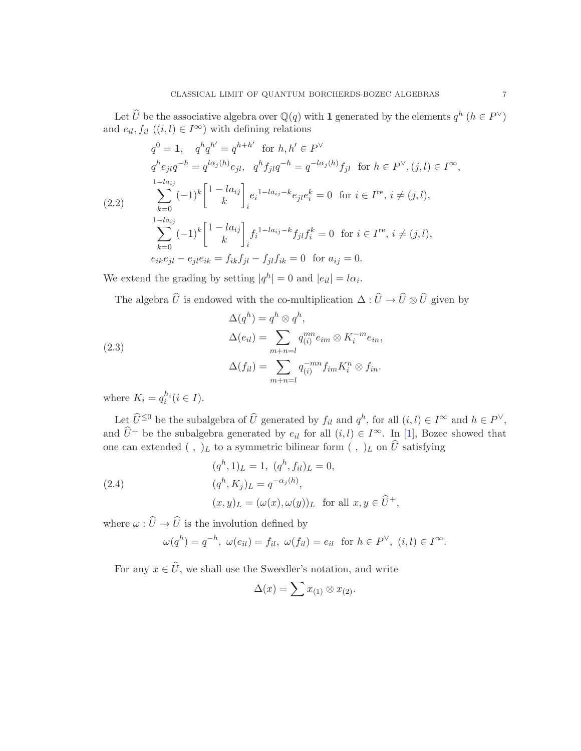Let $\widehat{U}$ be the associative algebra over $\mathbb{Q}(q)$ with $\mathbf{1}$ generated by the elements $q^h$ ($h \in P^\vee$) and $e_{il}, f_{il}$ ($(i,l) \in I^\infty$) with defining relations

$$
\begin{aligned}
& q^0 = \mathbf{1}, \quad q^h q^{h'} = q^{h+h'} \quad \text{for } h, h' \in P^\vee \\
& q^h e_{jl} q^{-h} = q^{l\alpha_j(h)} e_{jl}, \quad q^h f_{jl} q^{-h} = q^{-l\alpha_j(h)} f_{jl} \quad \text{for } h \in P^\vee, (j,l) \in I^\infty, \\
& \sum_{k=0}^{1-la_{ij}} (-1)^k \begin{bmatrix} 1-la_{ij} \\ k \end{bmatrix}_i e_i^{1-la_{ij}-k} e_{jl} e_i^k = 0 \quad \text{for } i \in I^{\mathrm{re}},\, i \neq (j,l), \\
& \sum_{k=0}^{1-la_{ij}} (-1)^k \begin{bmatrix} 1-la_{ij} \\ k \end{bmatrix}_i f_i^{1-la_{ij}-k} f_{jl} f_i^k = 0 \quad \text{for } i \in I^{\mathrm{re}},\, i \neq (j,l), \\
& e_{ik}e_{jl} - e_{jl}e_{ik} = f_{ik}f_{jl} - f_{jl}f_{ik} = 0 \quad \text{for } a_{ij} = 0.
\end{aligned}
\tag{2.2}
$$

We extend the grading by setting $|q^h| = 0$ and $|e_{il}| = l\alpha_i$.

The algebra $\widehat{U}$ is endowed with the co-multiplication $\Delta : \widehat{U} \to \widehat{U} \otimes \widehat{U}$ given by

$$
\begin{aligned}
& \Delta(q^h) = q^h \otimes q^h, \\
& \Delta(e_{il}) = \sum_{m+n=l} q_{(i)}^{mn} e_{im} \otimes K_i^{-m} e_{in}, \\
& \Delta(f_{il}) = \sum_{m+n=l} q_{(i)}^{-mn} f_{im} K_i^n \otimes f_{in}.
\end{aligned}
\tag{2.3}
$$

where $K_i = q_i^{h_i} (i \in I)$.

Let $\widehat{U}^{\leq 0}$ be the subalgebra of $\widehat{U}$ generated by $f_{il}$ and $q^h$, for all $(i,l) \in I^\infty$ and $h \in P^\vee$, and $\widehat{U}^+$ be the subalgebra generated by $e_{il}$ for all $(i,l) \in I^\infty$. In [1], Bozec showed that one can extended $(\ ,\ )_L$ to a symmetric bilinear form $(\ ,\ )_L$ on $\widehat{U}$ satisfying

$$
\begin{aligned}
& (q^h, 1)_L = 1, \ (q^h, f_{il})_L = 0, \\
& (q^h, K_j)_L = q^{-\alpha_j(h)}, \\
& (x, y)_L = (\omega(x), \omega(y))_L \quad \text{for all } x, y \in \widehat{U}^+,
\end{aligned}
\tag{2.4}
$$

where $\omega : \widehat{U} \to \widehat{U}$ is the involution defined by

$$
\omega(q^h) = q^{-h}, \ \omega(e_{il}) = f_{il}, \ \omega(f_{il}) = e_{il} \quad \text{for } h \in P^\vee, \ (i,l) \in I^\infty.
$$

For any $x \in \widehat{U}$, we shall use the Sweedler's notation, and write

$$
\Delta(x) = \sum x_{(1)} \otimes x_{(2)}.
$$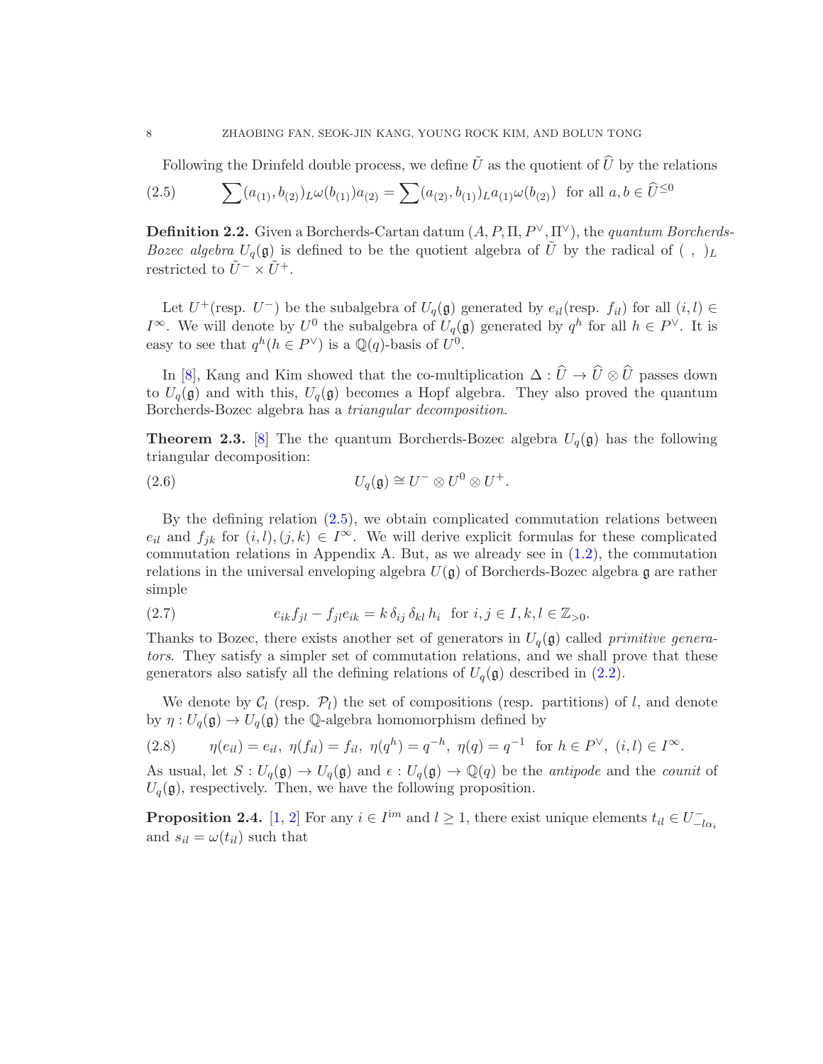Following the Drinfeld double process, we define $\tilde{U}$ as the quotient of $\widehat{U}$ by the relations

$$\sum (a_{(1)}, b_{(2)})_L \omega(b_{(1)}) a_{(2)} = \sum (a_{(2)}, b_{(1)})_L a_{(1)} \omega(b_{(2)}) \quad \text{for all } a, b \in \widehat{U}^{\leq 0} \tag{2.5}$$

**Definition 2.2.** Given a Borcherds-Cartan datum $(A, P, \Pi, P^\vee, \Pi^\vee)$, the *quantum Borcherds-Bozec algebra* $U_q(\mathfrak{g})$ is defined to be the quotient algebra of $\tilde{U}$ by the radical of $(\ ,\ )_L$ restricted to $\tilde{U}^- \times \tilde{U}^+$.

Let $U^+$(resp. $U^-$) be the subalgebra of $U_q(\mathfrak{g})$ generated by $e_{il}$(resp. $f_{il}$) for all $(i,l) \in I^\infty$. We will denote by $U^0$ the subalgebra of $U_q(\mathfrak{g})$ generated by $q^h$ for all $h \in P^\vee$. It is easy to see that $q^h (h \in P^\vee)$ is a $\mathbb{Q}(q)$-basis of $U^0$.

In [8], Kang and Kim showed that the co-multiplication $\Delta : \widehat{U} \to \widehat{U} \otimes \widehat{U}$ passes down to $U_q(\mathfrak{g})$ and with this, $U_q(\mathfrak{g})$ becomes a Hopf algebra. They also proved the quantum Borcherds-Bozec algebra has a *triangular decomposition.*

**Theorem 2.3.** [8] The the quantum Borcherds-Bozec algebra $U_q(\mathfrak{g})$ has the following triangular decomposition:

$$U_q(\mathfrak{g}) \cong U^- \otimes U^0 \otimes U^+. \tag{2.6}$$

By the defining relation (2.5), we obtain complicated commutation relations between $e_{il}$ and $f_{jk}$ for $(i,l), (j,k) \in I^\infty$. We will derive explicit formulas for these complicated commutation relations in Appendix A. But, as we already see in (1.2), the commutation relations in the universal enveloping algebra $U(\mathfrak{g})$ of Borcherds-Bozec algebra $\mathfrak{g}$ are rather simple

$$e_{ik} f_{jl} - f_{jl} e_{ik} = k\, \delta_{ij}\, \delta_{kl}\, h_i \quad \text{for } i,j \in I, k,l \in \mathbb{Z}_{>0}. \tag{2.7}$$

Thanks to Bozec, there exists another set of generators in $U_q(\mathfrak{g})$ called *primitive generators*. They satisfy a simpler set of commutation relations, and we shall prove that these generators also satisfy all the defining relations of $U_q(\mathfrak{g})$ described in (2.2).

We denote by $\mathcal{C}_l$ (resp. $\mathcal{P}_l$) the set of compositions (resp. partitions) of $l$, and denote by $\eta : U_q(\mathfrak{g}) \to U_q(\mathfrak{g})$ the $\mathbb{Q}$-algebra homomorphism defined by

$$\eta(e_{il}) = e_{il},\ \eta(f_{il}) = f_{il},\ \eta(q^h) = q^{-h},\ \eta(q) = q^{-1} \quad \text{for } h \in P^\vee,\ (i,l) \in I^\infty. \tag{2.8}$$

As usual, let $S : U_q(\mathfrak{g}) \to U_q(\mathfrak{g})$ and $\epsilon : U_q(\mathfrak{g}) \to \mathbb{Q}(q)$ be the *antipode* and the *counit* of $U_q(\mathfrak{g})$, respectively. Then, we have the following proposition.

**Proposition 2.4.** [1, 2] For any $i \in I^{\text{im}}$ and $l \geq 1$, there exist unique elements $t_{il} \in U^-_{-l\alpha_i}$ and $s_{il} = \omega(t_{il})$ such that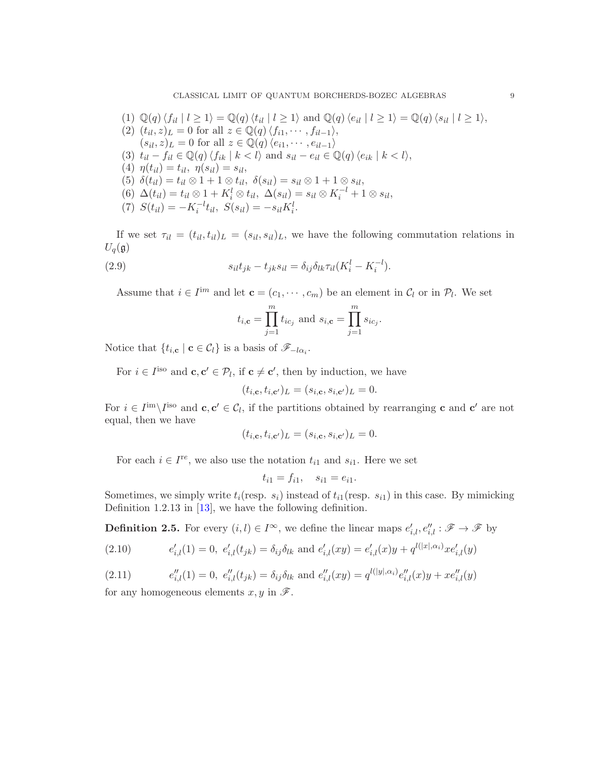(1) $\mathbb{Q}(q)\langle f_{il} \mid l \geq 1 \rangle = \mathbb{Q}(q)\langle t_{il} \mid l \geq 1 \rangle$ and $\mathbb{Q}(q)\langle e_{il} \mid l \geq 1 \rangle = \mathbb{Q}(q)\langle s_{il} \mid l \geq 1 \rangle$,

(2) $(t_{il}, z)_L = 0$ for all $z \in \mathbb{Q}(q)\langle f_{i1}, \cdots, f_{il-1} \rangle$,
$(s_{il}, z)_L = 0$ for all $z \in \mathbb{Q}(q)\langle e_{i1}, \cdots, e_{il-1} \rangle$

(3) $t_{il} - f_{il} \in \mathbb{Q}(q)\langle f_{ik} \mid k < l \rangle$ and $s_{il} - e_{il} \in \mathbb{Q}(q)\langle e_{ik} \mid k < l \rangle$,

(4) $\eta(t_{il}) = t_{il},\ \eta(s_{il}) = s_{il}$,

(5) $\delta(t_{il}) = t_{il} \otimes 1 + 1 \otimes t_{il},\ \delta(s_{il}) = s_{il} \otimes 1 + 1 \otimes s_{il}$,

(6) $\Delta(t_{il}) = t_{il} \otimes 1 + K_i^l \otimes t_{il},\ \Delta(s_{il}) = s_{il} \otimes K_i^{-l} + 1 \otimes s_{il}$,

(7) $S(t_{il}) = -K_i^{-l} t_{il},\ S(s_{il}) = -s_{il} K_i^l$.

If we set $\tau_{il} = (t_{il}, t_{il})_L = (s_{il}, s_{il})_L$, we have the following commutation relations in $U_q(\mathfrak{g})$

$$s_{il} t_{jk} - t_{jk} s_{il} = \delta_{ij} \delta_{lk} \tau_{il} (K_i^l - K_i^{-l}). \tag{2.9}$$

Assume that $i \in I^{\text{im}}$ and let $\mathbf{c} = (c_1, \cdots, c_m)$ be an element in $\mathcal{C}_l$ or in $\mathcal{P}_l$. We set

$$t_{i,\mathbf{c}} = \prod_{j=1}^{m} t_{ic_j} \text{ and } s_{i,\mathbf{c}} = \prod_{j=1}^{m} s_{ic_j}.$$

Notice that $\{t_{i,\mathbf{c}} \mid \mathbf{c} \in \mathcal{C}_l\}$ is a basis of $\mathscr{F}_{-l\alpha_i}$.

For $i \in I^{\text{iso}}$ and $\mathbf{c}, \mathbf{c}' \in \mathcal{P}_l$, if $\mathbf{c} \neq \mathbf{c}'$, then by induction, we have

$$(t_{i,\mathbf{c}}, t_{i,\mathbf{c}'})_L = (s_{i,\mathbf{c}}, s_{i,\mathbf{c}'})_L = 0.$$

For $i \in I^{\text{im}} \backslash I^{\text{iso}}$ and $\mathbf{c}, \mathbf{c}' \in \mathcal{C}_l$, if the partitions obtained by rearranging $\mathbf{c}$ and $\mathbf{c}'$ are not equal, then we have

$$(t_{i,\mathbf{c}}, t_{i,\mathbf{c}'})_L = (s_{i,\mathbf{c}}, s_{i,\mathbf{c}'})_L = 0.$$

For each $i \in I^{\text{re}}$, we also use the notation $t_{i1}$ and $s_{i1}$. Here we set

$$t_{i1} = f_{i1}, \quad s_{i1} = e_{i1}.$$

Sometimes, we simply write $t_i$(resp. $s_i$) instead of $t_{i1}$(resp. $s_{i1}$) in this case. By mimicking Definition 1.2.13 in [13], we have the following definition.

**Definition 2.5.** For every $(i, l) \in I^\infty$, we define the linear maps $e'_{i,l}, e''_{i,l} : \mathscr{F} \to \mathscr{F}$ by

$$e'_{i,l}(1) = 0,\ e'_{i,l}(t_{jk}) = \delta_{ij}\delta_{lk} \text{ and } e'_{i,l}(xy) = e'_{i,l}(x)y + q^{l(|x|,\alpha_i)} x e'_{i,l}(y) \tag{2.10}$$

$$e''_{i,l}(1) = 0,\ e''_{i,l}(t_{jk}) = \delta_{ij}\delta_{lk} \text{ and } e''_{i,l}(xy) = q^{l(|y|,\alpha_i)} e''_{i,l}(x)y + x e''_{i,l}(y) \tag{2.11}$$

for any homogeneous elements $x, y$ in $\mathscr{F}$.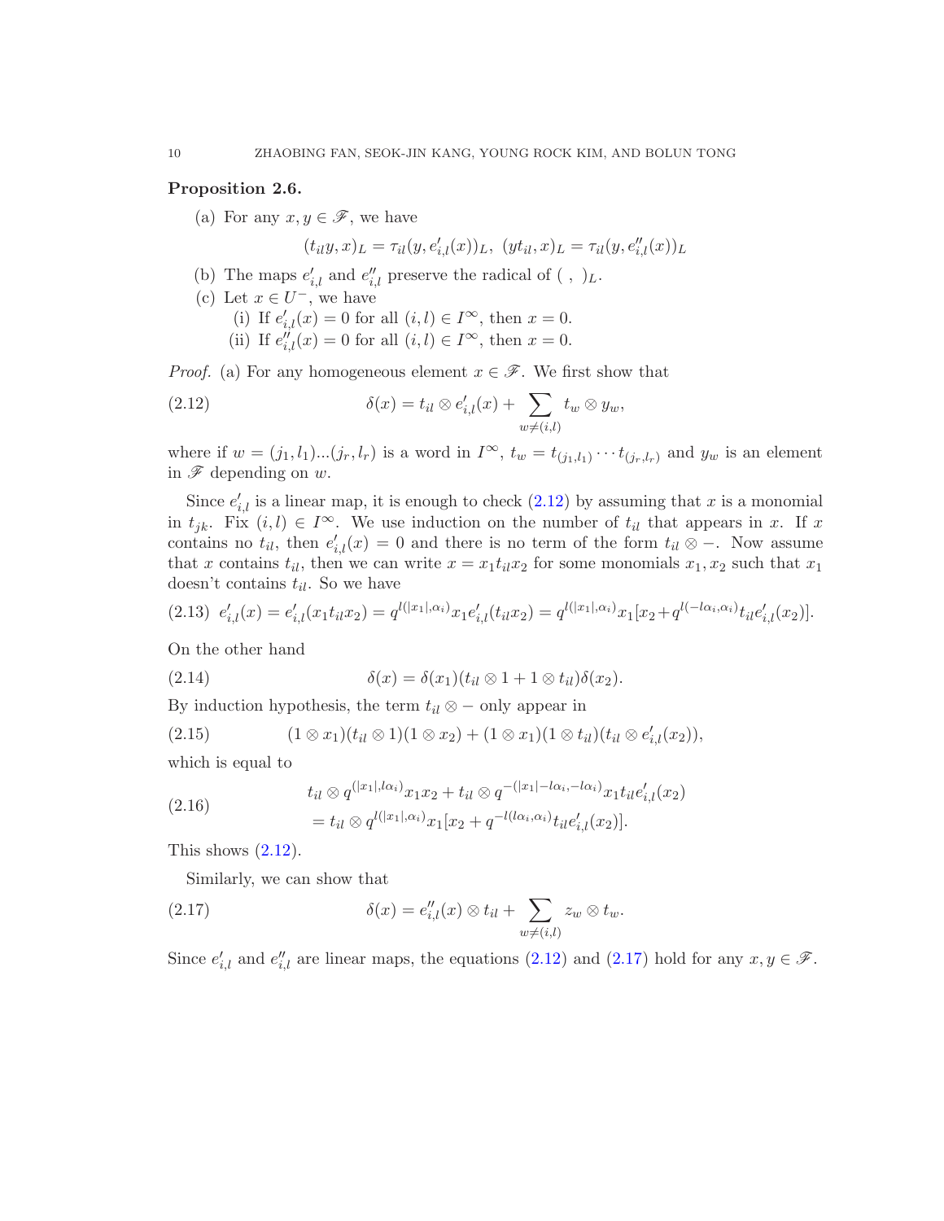**Proposition 2.6.**

(a) For any $x, y \in \mathscr{F}$, we have

$$(t_{il}y, x)_L = \tau_{il}(y, e'_{i,l}(x))_L, \; (yt_{il}, x)_L = \tau_{il}(y, e''_{i,l}(x))_L$$

(b) The maps $e'_{i,l}$ and $e''_{i,l}$ preserve the radical of $(\ ,\ )_L$.

(c) Let $x \in U^-$, we have
   - (i) If $e'_{i,l}(x) = 0$ for all $(i,l) \in I^\infty$, then $x = 0$.
   - (ii) If $e''_{i,l}(x) = 0$ for all $(i,l) \in I^\infty$, then $x = 0$.

*Proof.* (a) For any homogeneous element $x \in \mathscr{F}$. We first show that

$$\delta(x) = t_{il} \otimes e'_{i,l}(x) + \sum_{w \neq (i,l)} t_w \otimes y_w, \tag{2.12}$$

where if $w = (j_1, l_1)...(j_r, l_r)$ is a word in $I^\infty$, $t_w = t_{(j_1,l_1)} \cdots t_{(j_r,l_r)}$ and $y_w$ is an element in $\mathscr{F}$ depending on $w$.

Since $e'_{i,l}$ is a linear map, it is enough to check (2.12) by assuming that $x$ is a monomial in $t_{jk}$. Fix $(i,l) \in I^\infty$. We use induction on the number of $t_{il}$ that appears in $x$. If $x$ contains no $t_{il}$, then $e'_{i,l}(x) = 0$ and there is no term of the form $t_{il} \otimes -$. Now assume that $x$ contains $t_{il}$, then we can write $x = x_1 t_{il} x_2$ for some monomials $x_1, x_2$ such that $x_1$ doesn't contains $t_{il}$. So we have

$$e'_{i,l}(x) = e'_{i,l}(x_1 t_{il} x_2) = q^{l(|x_1|, \alpha_i)} x_1 e'_{i,l}(t_{il} x_2) = q^{l(|x_1|,\alpha_i)} x_1 [x_2 + q^{l(-l\alpha_i, \alpha_i)} t_{il} e'_{i,l}(x_2)]. \tag{2.13}$$

On the other hand

$$\delta(x) = \delta(x_1)(t_{il} \otimes 1 + 1 \otimes t_{il})\delta(x_2). \tag{2.14}$$

By induction hypothesis, the term $t_{il} \otimes -$ only appear in

$$(1 \otimes x_1)(t_{il} \otimes 1)(1 \otimes x_2) + (1 \otimes x_1)(1 \otimes t_{il})(t_{il} \otimes e'_{i,l}(x_2)), \tag{2.15}$$

which is equal to

$$\begin{aligned} & t_{il} \otimes q^{(|x_1|, l\alpha_i)} x_1 x_2 + t_{il} \otimes q^{-(|x_1| - l\alpha_i, -l\alpha_i)} x_1 t_{il} e'_{i,l}(x_2) \\ & = t_{il} \otimes q^{l(|x_1|, \alpha_i)} x_1 [x_2 + q^{-l(l\alpha_i, \alpha_i)} t_{il} e'_{i,l}(x_2)]. \end{aligned} \tag{2.16}$$

This shows (2.12).

Similarly, we can show that

$$\delta(x) = e''_{i,l}(x) \otimes t_{il} + \sum_{w \neq (i,l)} z_w \otimes t_w. \tag{2.17}$$

Since $e'_{i,l}$ and $e''_{i,l}$ are linear maps, the equations (2.12) and (2.17) hold for any $x, y \in \mathscr{F}$.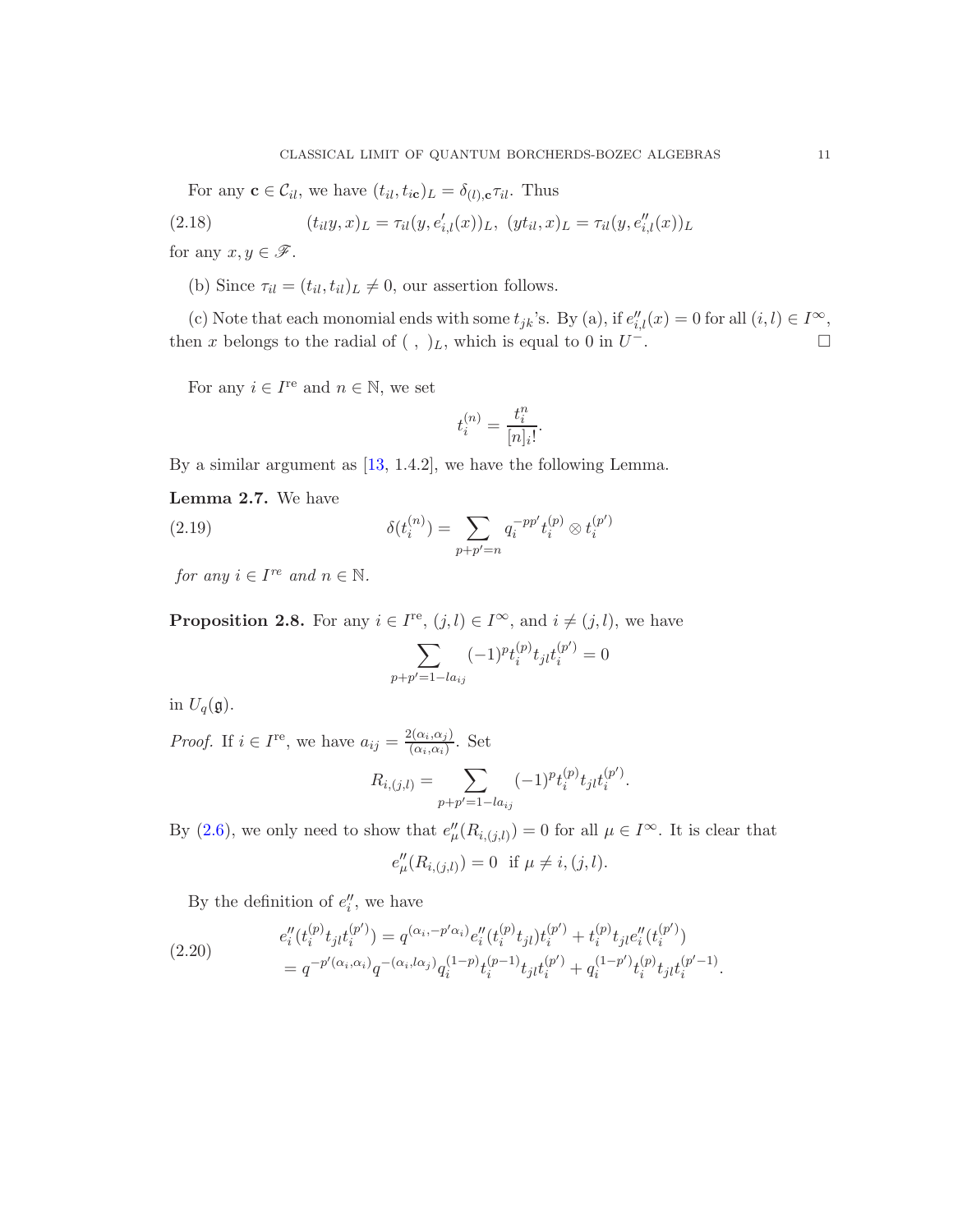For any $\mathbf{c} \in \mathcal{C}_{il}$, we have $(t_{il}, t_{i\mathbf{c}})_L = \delta_{(l),\mathbf{c}} \tau_{il}$. Thus

$$(t_{il} y, x)_L = \tau_{il}(y, e'_{i,l}(x))_L, \ (y t_{il}, x)_L = \tau_{il}(y, e''_{i,l}(x))_L \tag{2.18}$$

for any $x, y \in \mathscr{F}$.

(b) Since $\tau_{il} = (t_{il}, t_{il})_L \neq 0$, our assertion follows.

(c) Note that each monomial ends with some $t_{jk}$'s. By (a), if $e''_{i,l}(x) = 0$ for all $(i,l) \in I^\infty$, then $x$ belongs to the radial of $(\ ,\ )_L$, which is equal to 0 in $U^-$. $\square$

For any $i \in I^{\text{re}}$ and $n \in \mathbb{N}$, we set

$$t_i^{(n)} = \frac{t_i^n}{[n]_i!}.$$

By a similar argument as [13, 1.4.2], we have the following Lemma.

**Lemma 2.7.** We have

$$\delta(t_i^{(n)}) = \sum_{p+p'=n} q_i^{-pp'} t_i^{(p)} \otimes t_i^{(p')} \tag{2.19}$$

*for any $i \in I^{re}$ and $n \in \mathbb{N}$.*

**Proposition 2.8.** For any $i \in I^{\text{re}}$, $(j,l) \in I^\infty$, and $i \neq (j,l)$, we have

$$\sum_{p+p'=1-la_{ij}} (-1)^p t_i^{(p)} t_{jl} t_i^{(p')} = 0$$

in $U_q(\mathfrak{g})$.

*Proof.* If $i \in I^{\text{re}}$, we have $a_{ij} = \frac{2(\alpha_i, \alpha_j)}{(\alpha_i, \alpha_i)}$. Set

$$R_{i,(j,l)} = \sum_{p+p'=1-la_{ij}} (-1)^p t_i^{(p)} t_{jl} t_i^{(p')}.$$

By (2.6), we only need to show that $e''_\mu(R_{i,(j,l)}) = 0$ for all $\mu \in I^\infty$. It is clear that

$$e''_\mu(R_{i,(j,l)}) = 0 \ \text{ if } \mu \neq i, (j,l).$$

By the definition of $e''_i$, we have

$$\begin{aligned} e''_i(t_i^{(p)} t_{jl} t_i^{(p')}) &= q^{(\alpha_i, -p'\alpha_i)} e''_i(t_i^{(p)} t_{jl}) t_i^{(p')} + t_i^{(p)} t_{jl} e''_i(t_i^{(p')}) \\ &= q^{-p'(\alpha_i,\alpha_i)} q^{-(\alpha_i, l\alpha_j)} q_i^{(1-p)} t_i^{(p-1)} t_{jl} t_i^{(p')} + q_i^{(1-p')} t_i^{(p)} t_{jl} t_i^{(p'-1)}. \end{aligned} \tag{2.20}$$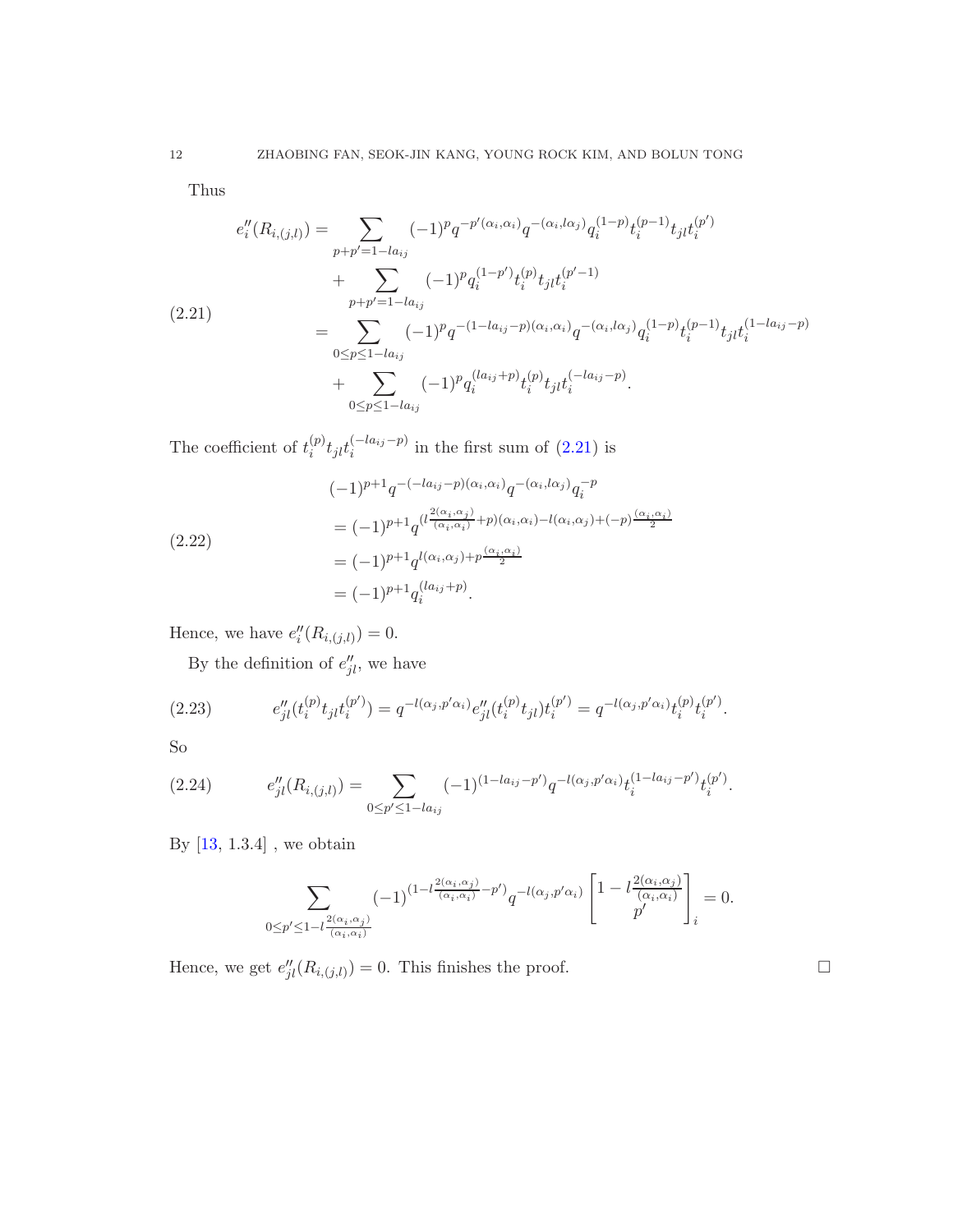Thus

$$
\begin{aligned}
e_i''(R_{i,(j,l)}) &= \sum_{p+p'=1-la_{ij}} (-1)^p q^{-p'(\alpha_i,\alpha_i)} q^{-(\alpha_i, l\alpha_j)} q_i^{(1-p)} t_i^{(p-1)} t_{jl} t_i^{(p')} \\
&\quad + \sum_{p+p'=1-la_{ij}} (-1)^p q_i^{(1-p')} t_i^{(p)} t_{jl} t_i^{(p'-1)} \\
&= \sum_{0 \le p \le 1-la_{ij}} (-1)^p q^{-(1-la_{ij}-p)(\alpha_i,\alpha_i)} q^{-(\alpha_i, l\alpha_j)} q_i^{(1-p)} t_i^{(p-1)} t_{jl} t_i^{(1-la_{ij}-p)} \\
&\quad + \sum_{0 \le p \le 1-la_{ij}} (-1)^p q_i^{(la_{ij}+p)} t_i^{(p)} t_{jl} t_i^{(-la_{ij}-p)}.
\end{aligned} \tag{2.21}
$$

The coefficient of $t_i^{(p)} t_{jl} t_i^{(-la_{ij}-p)}$ in the first sum of (2.21) is

$$
\begin{aligned}
&(-1)^{p+1} q^{-(-la_{ij}-p)(\alpha_i,\alpha_i)} q^{-(\alpha_i, l\alpha_j)} q_i^{-p} \\
&= (-1)^{p+1} q^{(l\frac{2(\alpha_i,\alpha_j)}{(\alpha_i,\alpha_i)}+p)(\alpha_i,\alpha_i) - l(\alpha_i,\alpha_j) + (-p)\frac{(\alpha_i,\alpha_i)}{2}} \\
&= (-1)^{p+1} q^{l(\alpha_i,\alpha_j)+p\frac{(\alpha_i,\alpha_i)}{2}} \\
&= (-1)^{p+1} q_i^{(la_{ij}+p)}.
\end{aligned} \tag{2.22}
$$

Hence, we have $e_i''(R_{i,(j,l)}) = 0$.

By the definition of $e_{jl}''$, we have

$$
e_{jl}''(t_i^{(p)} t_{jl} t_i^{(p')}) = q^{-l(\alpha_j, p'\alpha_i)} e_{jl}''(t_i^{(p)} t_{jl}) t_i^{(p')} = q^{-l(\alpha_j, p'\alpha_i)} t_i^{(p)} t_i^{(p')}. \tag{2.23}
$$

So

$$
e_{jl}''(R_{i,(j,l)}) = \sum_{0 \le p' \le 1-la_{ij}} (-1)^{(1-la_{ij}-p')} q^{-l(\alpha_j, p'\alpha_i)} t_i^{(1-la_{ij}-p')} t_i^{(p')}. \tag{2.24}
$$

By [13, 1.3.4] , we obtain

$$
\sum_{0 \le p' \le 1-l\frac{2(\alpha_i,\alpha_j)}{(\alpha_i,\alpha_i)}} (-1)^{(1-l\frac{2(\alpha_i,\alpha_j)}{(\alpha_i,\alpha_i)}-p')} q^{-l(\alpha_j, p'\alpha_i)} \begin{bmatrix} 1 - l\frac{2(\alpha_i,\alpha_j)}{(\alpha_i,\alpha_i)} \\ p' \end{bmatrix}_i = 0.
$$

Hence, we get $e_{jl}''(R_{i,(j,l)}) = 0$. This finishes the proof. □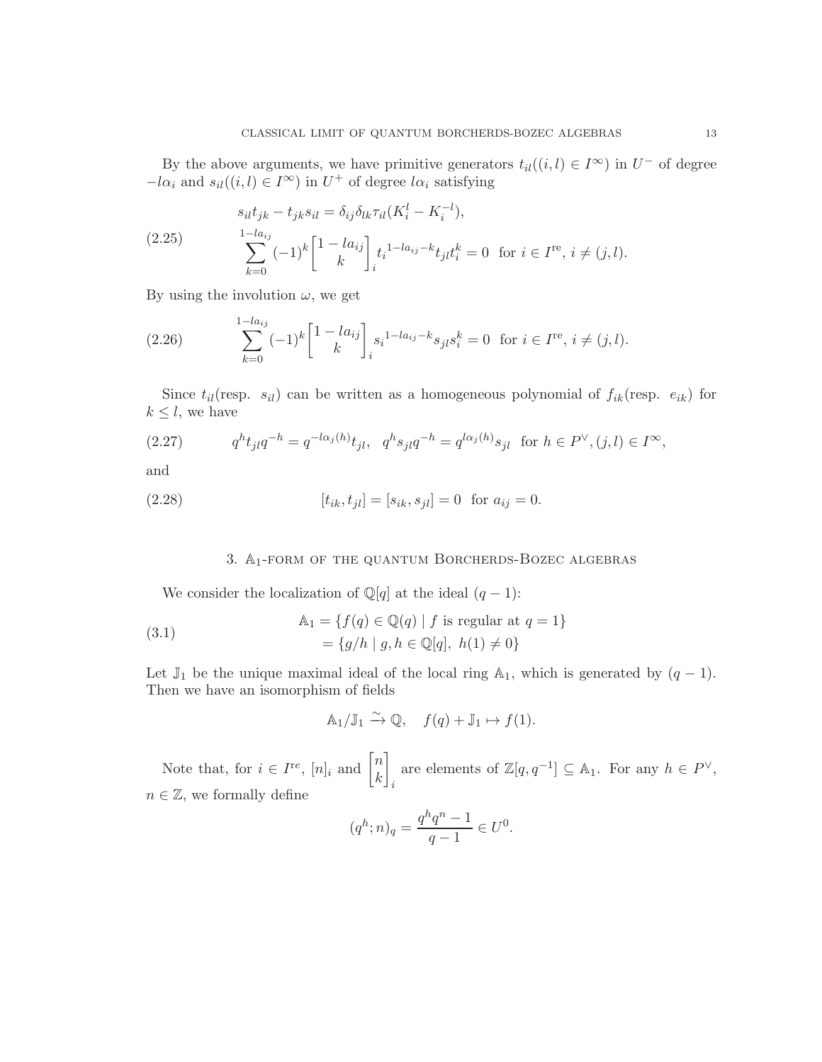By the above arguments, we have primitive generators $t_{il}((i,l) \in I^\infty)$ in $U^-$ of degree $-l\alpha_i$ and $s_{il}((i,l) \in I^\infty)$ in $U^+$ of degree $l\alpha_i$ satisfying

$$
\begin{aligned}
& s_{il}t_{jk} - t_{jk}s_{il} = \delta_{ij}\delta_{lk}\tau_{il}(K_i^l - K_i^{-l}), \\
& \sum_{k=0}^{1-la_{ij}} (-1)^k \begin{bmatrix} 1-la_{ij} \\ k \end{bmatrix}_i t_i^{1-la_{ij}-k} t_{jl} t_i^k = 0 \ \text{ for } i \in I^{\mathrm{re}},\ i \neq (j,l).
\end{aligned} \tag{2.25}
$$

By using the involution $\omega$, we get

$$
\sum_{k=0}^{1-la_{ij}} (-1)^k \begin{bmatrix} 1-la_{ij} \\ k \end{bmatrix}_i s_i^{1-la_{ij}-k} s_{jl} s_i^k = 0 \ \text{ for } i \in I^{\mathrm{re}},\ i \neq (j,l). \tag{2.26}
$$

Since $t_{il}$(resp. $s_{il}$) can be written as a homogeneous polynomial of $f_{ik}$(resp. $e_{ik}$) for $k \leq l$, we have

$$
q^h t_{jl} q^{-h} = q^{-l\alpha_j(h)} t_{jl}, \quad q^h s_{jl} q^{-h} = q^{l\alpha_j(h)} s_{jl} \ \text{ for } h \in P^\vee, (j,l) \in I^\infty, \tag{2.27}
$$

and

$$
[t_{ik}, t_{jl}] = [s_{ik}, s_{jl}] = 0 \ \text{ for } a_{ij} = 0. \tag{2.28}
$$

## 3. $\mathbb{A}_1$-form of the quantum Borcherds-Bozec algebras

We consider the localization of $\mathbb{Q}[q]$ at the ideal $(q-1)$:

$$
\begin{aligned}
\mathbb{A}_1 &= \{ f(q) \in \mathbb{Q}(q) \mid f \text{ is regular at } q = 1 \} \\
&= \{ g/h \mid g, h \in \mathbb{Q}[q],\ h(1) \neq 0 \}
\end{aligned} \tag{3.1}
$$

Let $\mathbb{J}_1$ be the unique maximal ideal of the local ring $\mathbb{A}_1$, which is generated by $(q-1)$. Then we have an isomorphism of fields

$$
\mathbb{A}_1/\mathbb{J}_1 \xrightarrow{\sim} \mathbb{Q}, \quad f(q) + \mathbb{J}_1 \mapsto f(1).
$$

Note that, for $i \in I^{\mathrm{re}}$, $[n]_i$ and $\begin{bmatrix} n \\ k \end{bmatrix}_i$ are elements of $\mathbb{Z}[q, q^{-1}] \subseteq \mathbb{A}_1$. For any $h \in P^\vee$, $n \in \mathbb{Z}$, we formally define

$$
(q^h; n)_q = \frac{q^h q^n - 1}{q - 1} \in U^0.
$$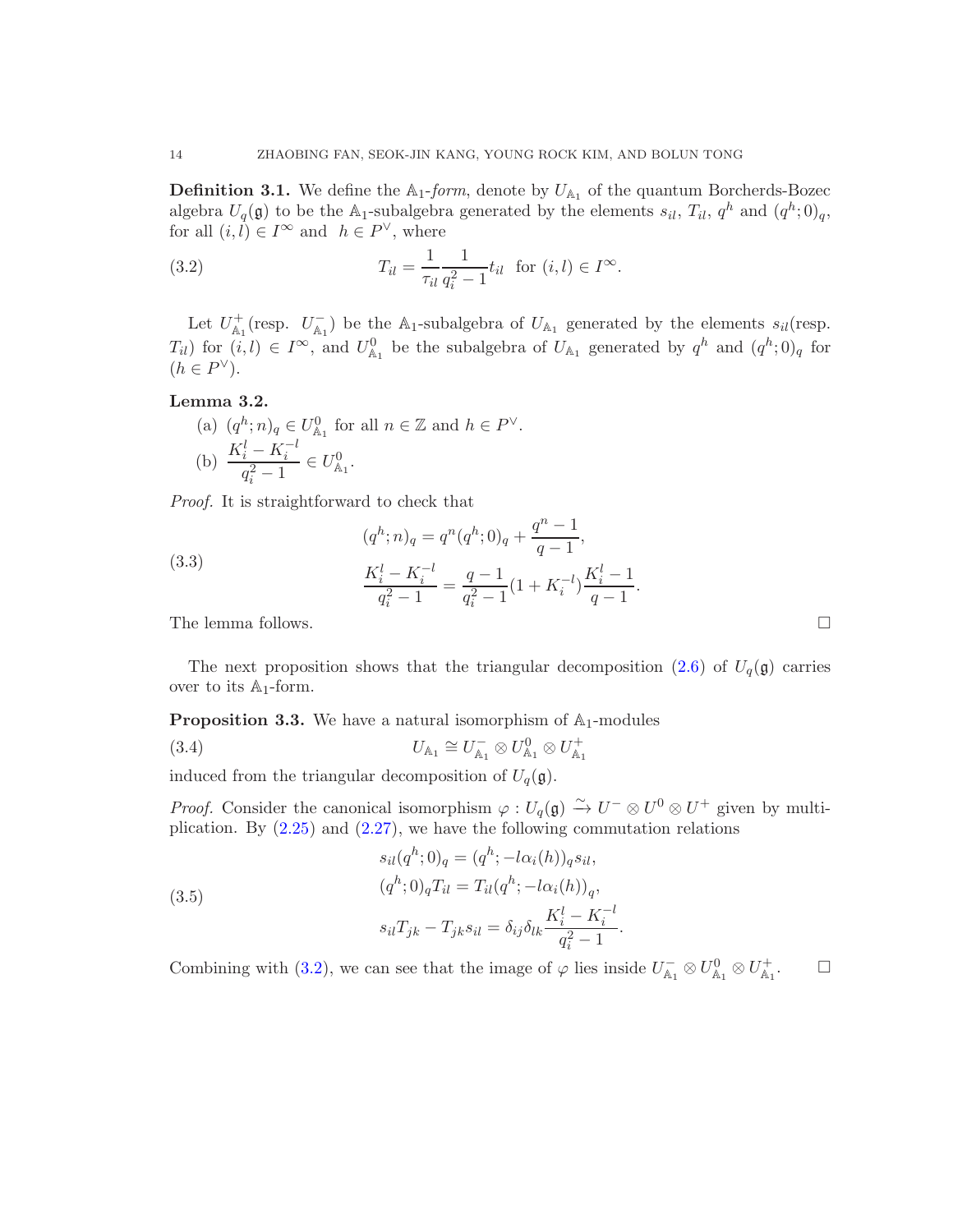**Definition 3.1.** We define the $\mathbb{A}_1$-*form*, denote by $U_{\mathbb{A}_1}$ of the quantum Borcherds-Bozec algebra $U_q(\mathfrak{g})$ to be the $\mathbb{A}_1$-subalgebra generated by the elements $s_{il}$, $T_{il}$, $q^h$ and $(q^h;0)_q$, for all $(i,l) \in I^\infty$ and $h \in P^\vee$, where

$$T_{il} = \frac{1}{\tau_{il}} \frac{1}{q_i^2 - 1} t_{il} \quad \text{for } (i,l) \in I^\infty. \tag{3.2}$$

Let $U^+_{\mathbb{A}_1}$(resp. $U^-_{\mathbb{A}_1}$) be the $\mathbb{A}_1$-subalgebra of $U_{\mathbb{A}_1}$ generated by the elements $s_{il}$(resp. $T_{il}$) for $(i,l) \in I^\infty$, and $U^0_{\mathbb{A}_1}$ be the subalgebra of $U_{\mathbb{A}_1}$ generated by $q^h$ and $(q^h;0)_q$ for $(h \in P^\vee)$.

**Lemma 3.2.**

(a) $(q^h;n)_q \in U^0_{\mathbb{A}_1}$ for all $n \in \mathbb{Z}$ and $h \in P^\vee$.

(b) $\dfrac{K_i^l - K_i^{-l}}{q_i^2 - 1} \in U^0_{\mathbb{A}_1}$.

*Proof.* It is straightforward to check that

$$\begin{aligned} (q^h;n)_q &= q^n (q^h;0)_q + \frac{q^n - 1}{q - 1}, \\ \frac{K_i^l - K_i^{-l}}{q_i^2 - 1} &= \frac{q-1}{q_i^2 - 1}(1 + K_i^{-l}) \frac{K_i^l - 1}{q - 1}. \end{aligned} \tag{3.3}$$

The lemma follows. $\square$

The next proposition shows that the triangular decomposition (2.6) of $U_q(\mathfrak{g})$ carries over to its $\mathbb{A}_1$-form.

**Proposition 3.3.** We have a natural isomorphism of $\mathbb{A}_1$-modules

$$U_{\mathbb{A}_1} \cong U^-_{\mathbb{A}_1} \otimes U^0_{\mathbb{A}_1} \otimes U^+_{\mathbb{A}_1} \tag{3.4}$$

induced from the triangular decomposition of $U_q(\mathfrak{g})$.

*Proof.* Consider the canonical isomorphism $\varphi : U_q(\mathfrak{g}) \xrightarrow{\sim} U^- \otimes U^0 \otimes U^+$ given by multiplication. By (2.25) and (2.27), we have the following commutation relations

$$\begin{aligned} s_{il}(q^h;0)_q &= (q^h; -l\alpha_i(h))_q s_{il}, \\ (q^h;0)_q T_{il} &= T_{il}(q^h; -l\alpha_i(h))_q, \\ s_{il}T_{jk} - T_{jk}s_{il} &= \delta_{ij}\delta_{lk} \frac{K_i^l - K_i^{-l}}{q_i^2 - 1}. \end{aligned} \tag{3.5}$$

Combining with (3.2), we can see that the image of $\varphi$ lies inside $U^-_{\mathbb{A}_1} \otimes U^0_{\mathbb{A}_1} \otimes U^+_{\mathbb{A}_1}$. $\square$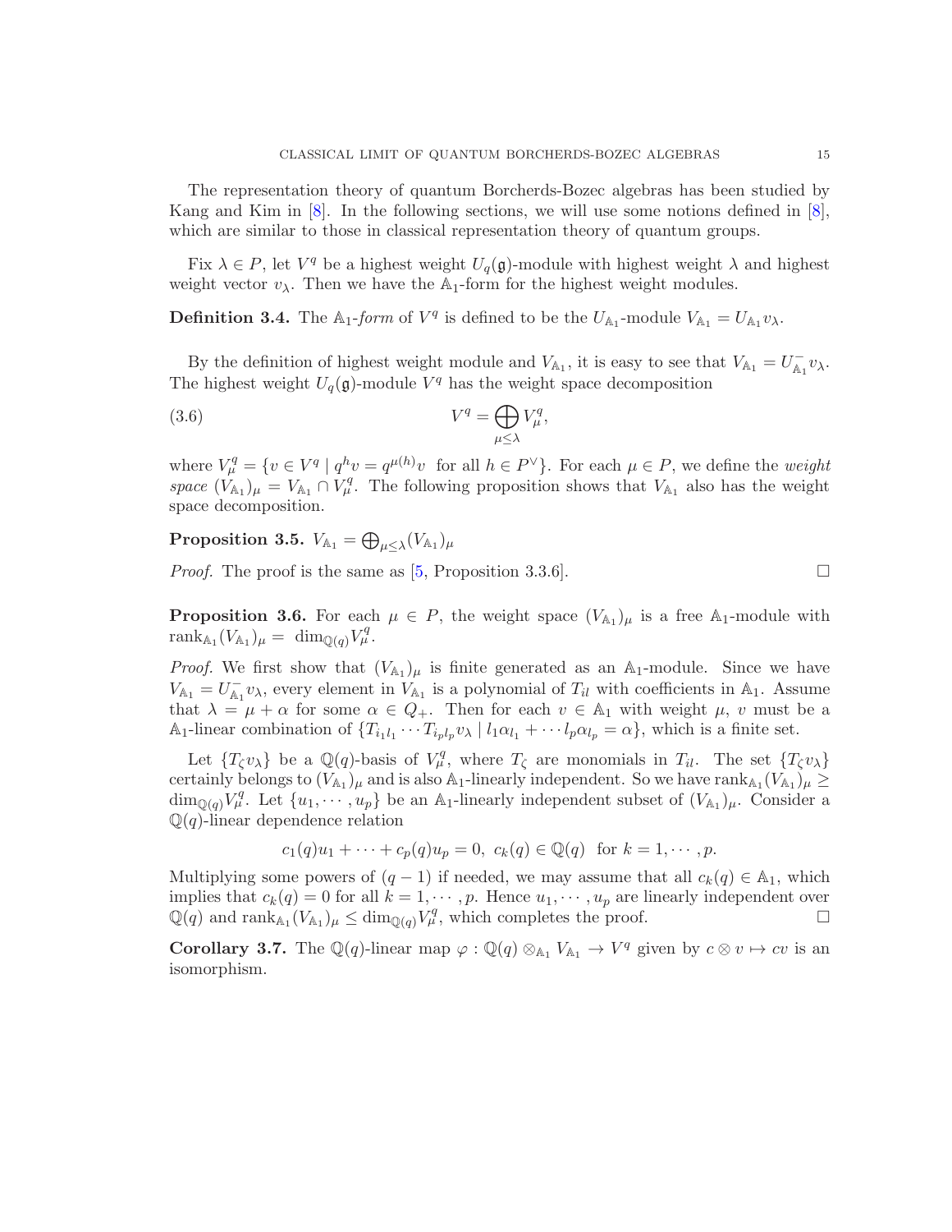The representation theory of quantum Borcherds-Bozec algebras has been studied by Kang and Kim in [8]. In the following sections, we will use some notions defined in [8], which are similar to those in classical representation theory of quantum groups.

Fix $\lambda \in P$, let $V^q$ be a highest weight $U_q(\mathfrak{g})$-module with highest weight $\lambda$ and highest weight vector $v_\lambda$. Then we have the $\mathbb{A}_1$-form for the highest weight modules.

**Definition 3.4.** The $\mathbb{A}_1$-*form* of $V^q$ is defined to be the $U_{\mathbb{A}_1}$-module $V_{\mathbb{A}_1} = U_{\mathbb{A}_1} v_\lambda$.

By the definition of highest weight module and $V_{\mathbb{A}_1}$, it is easy to see that $V_{\mathbb{A}_1} = U^-_{\mathbb{A}_1} v_\lambda$. The highest weight $U_q(\mathfrak{g})$-module $V^q$ has the weight space decomposition

$$V^q = \bigoplus_{\mu \leq \lambda} V^q_\mu, \tag{3.6}$$

where $V^q_\mu = \{v \in V^q \mid q^h v = q^{\mu(h)} v \text{ for all } h \in P^\vee\}$. For each $\mu \in P$, we define the *weight space* $(V_{\mathbb{A}_1})_\mu = V_{\mathbb{A}_1} \cap V^q_\mu$. The following proposition shows that $V_{\mathbb{A}_1}$ also has the weight space decomposition.

**Proposition 3.5.** $V_{\mathbb{A}_1} = \bigoplus_{\mu \leq \lambda} (V_{\mathbb{A}_1})_\mu$

*Proof.* The proof is the same as [5, Proposition 3.3.6]. □

**Proposition 3.6.** For each $\mu \in P$, the weight space $(V_{\mathbb{A}_1})_\mu$ is a free $\mathbb{A}_1$-module with $\operatorname{rank}_{\mathbb{A}_1} (V_{\mathbb{A}_1})_\mu = \dim_{\mathbb{Q}(q)} V^q_\mu$.

*Proof.* We first show that $(V_{\mathbb{A}_1})_\mu$ is finite generated as an $\mathbb{A}_1$-module. Since we have $V_{\mathbb{A}_1} = U^-_{\mathbb{A}_1} v_\lambda$, every element in $V_{\mathbb{A}_1}$ is a polynomial of $T_{il}$ with coefficients in $\mathbb{A}_1$. Assume that $\lambda = \mu + \alpha$ for some $\alpha \in Q_+$. Then for each $v \in \mathbb{A}_1$ with weight $\mu$, $v$ must be a $\mathbb{A}_1$-linear combination of $\{T_{i_1 l_1} \cdots T_{i_p l_p} v_\lambda \mid l_1 \alpha_{l_1} + \cdots l_p \alpha_{l_p} = \alpha\}$, which is a finite set.

Let $\{T_\zeta v_\lambda\}$ be a $\mathbb{Q}(q)$-basis of $V^q_\mu$, where $T_\zeta$ are monomials in $T_{il}$. The set $\{T_\zeta v_\lambda\}$ certainly belongs to $(V_{\mathbb{A}_1})_\mu$ and is also $\mathbb{A}_1$-linearly independent. So we have $\operatorname{rank}_{\mathbb{A}_1} (V_{\mathbb{A}_1})_\mu \geq \dim_{\mathbb{Q}(q)} V^q_\mu$. Let $\{u_1, \cdots, u_p\}$ be an $\mathbb{A}_1$-linearly independent subset of $(V_{\mathbb{A}_1})_\mu$. Consider a $\mathbb{Q}(q)$-linear dependence relation

$$c_1(q) u_1 + \cdots + c_p(q) u_p = 0, \; c_k(q) \in \mathbb{Q}(q) \text{ for } k = 1, \cdots, p.$$

Multiplying some powers of $(q-1)$ if needed, we may assume that all $c_k(q) \in \mathbb{A}_1$, which implies that $c_k(q) = 0$ for all $k = 1, \cdots, p$. Hence $u_1, \cdots, u_p$ are linearly independent over $\mathbb{Q}(q)$ and $\operatorname{rank}_{\mathbb{A}_1} (V_{\mathbb{A}_1})_\mu \leq \dim_{\mathbb{Q}(q)} V^q_\mu$, which completes the proof. □

**Corollary 3.7.** The $\mathbb{Q}(q)$-linear map $\varphi : \mathbb{Q}(q) \otimes_{\mathbb{A}_1} V_{\mathbb{A}_1} \to V^q$ given by $c \otimes v \mapsto cv$ is an isomorphism.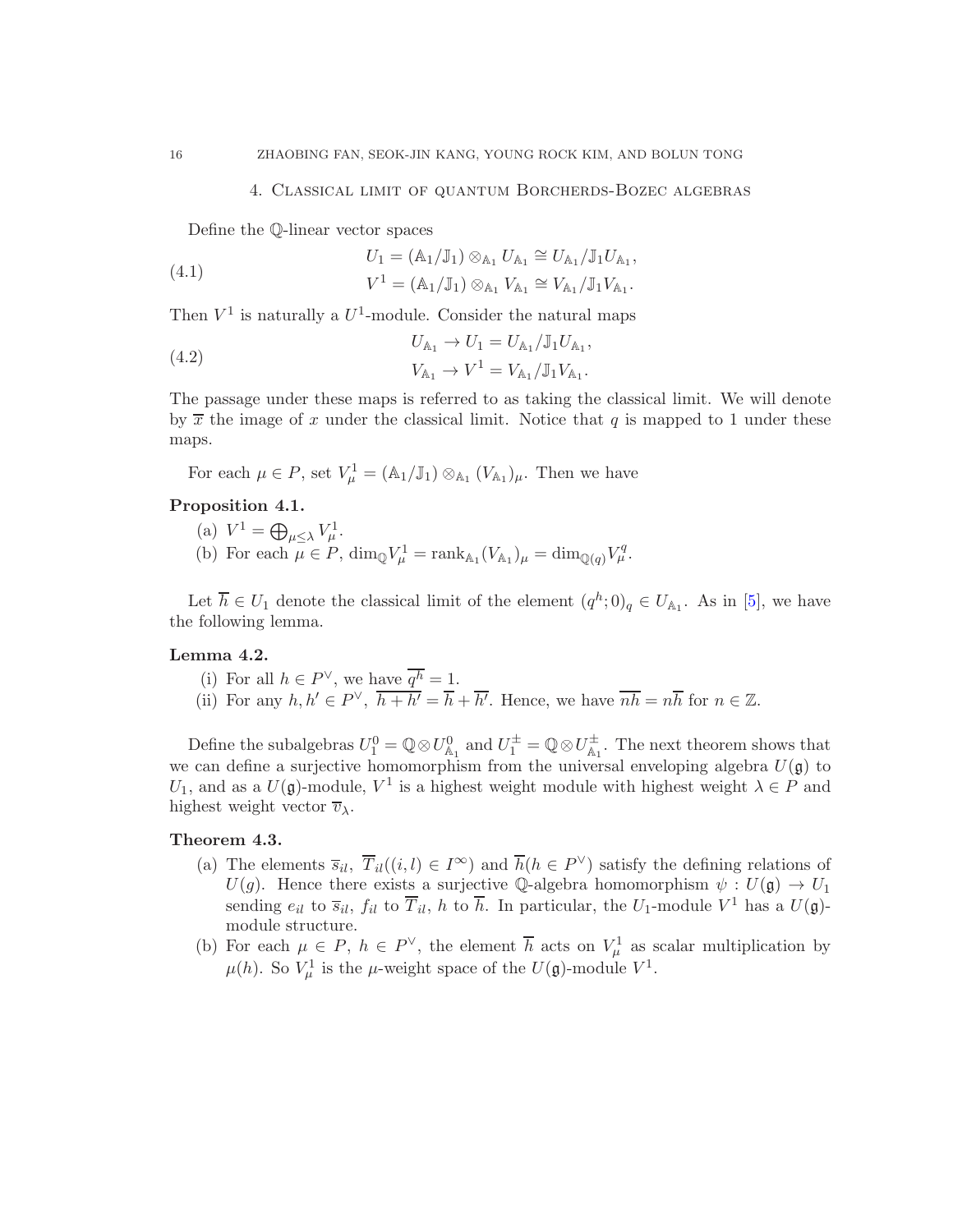## 4. Classical limit of quantum Borcherds-Bozec algebras

Define the $\mathbb{Q}$-linear vector spaces

$$
\begin{aligned}
U_1 &= (\mathbb{A}_1/\mathbb{J}_1) \otimes_{\mathbb{A}_1} U_{\mathbb{A}_1} \cong U_{\mathbb{A}_1}/\mathbb{J}_1 U_{\mathbb{A}_1}, \\
V^1 &= (\mathbb{A}_1/\mathbb{J}_1) \otimes_{\mathbb{A}_1} V_{\mathbb{A}_1} \cong V_{\mathbb{A}_1}/\mathbb{J}_1 V_{\mathbb{A}_1}.
\end{aligned} \tag{4.1}
$$

Then $V^1$ is naturally a $U^1$-module. Consider the natural maps

$$
\begin{aligned}
U_{\mathbb{A}_1} &\to U_1 = U_{\mathbb{A}_1}/\mathbb{J}_1 U_{\mathbb{A}_1}, \\
V_{\mathbb{A}_1} &\to V^1 = V_{\mathbb{A}_1}/\mathbb{J}_1 V_{\mathbb{A}_1}.
\end{aligned} \tag{4.2}
$$

The passage under these maps is referred to as taking the classical limit. We will denote by $\overline{x}$ the image of $x$ under the classical limit. Notice that $q$ is mapped to 1 under these maps.

For each $\mu \in P$, set $V^1_\mu = (\mathbb{A}_1/\mathbb{J}_1) \otimes_{\mathbb{A}_1} (V_{\mathbb{A}_1})_\mu$. Then we have

**Proposition 4.1.**

(a) $V^1 = \bigoplus_{\mu \leq \lambda} V^1_\mu$.

(b) For each $\mu \in P$, $\dim_{\mathbb{Q}} V^1_\mu = \mathrm{rank}_{\mathbb{A}_1} (V_{\mathbb{A}_1})_\mu = \dim_{\mathbb{Q}(q)} V^q_\mu$.

Let $\overline{h} \in U_1$ denote the classical limit of the element $(q^h; 0)_q \in U_{\mathbb{A}_1}$. As in [5], we have the following lemma.

**Lemma 4.2.**

(i) For all $h \in P^\vee$, we have $\overline{q^h} = 1$.

(ii) For any $h, h' \in P^\vee$, $\overline{h + h'} = \overline{h} + \overline{h'}$. Hence, we have $\overline{nh} = n\overline{h}$ for $n \in \mathbb{Z}$.

Define the subalgebras $U^0_1 = \mathbb{Q} \otimes U^0_{\mathbb{A}_1}$ and $U^\pm_1 = \mathbb{Q} \otimes U^\pm_{\mathbb{A}_1}$. The next theorem shows that we can define a surjective homomorphism from the universal enveloping algebra $U(\mathfrak{g})$ to $U_1$, and as a $U(\mathfrak{g})$-module, $V^1$ is a highest weight module with highest weight $\lambda \in P$ and highest weight vector $\overline{v}_\lambda$.

**Theorem 4.3.**

(a) The elements $\overline{s}_{il}$, $\overline{T}_{il}((i,l) \in I^\infty)$ and $\overline{h}(h \in P^\vee)$ satisfy the defining relations of $U(g)$. Hence there exists a surjective $\mathbb{Q}$-algebra homomorphism $\psi : U(\mathfrak{g}) \to U_1$ sending $e_{il}$ to $\overline{s}_{il}$, $f_{il}$ to $\overline{T}_{il}$, $h$ to $\overline{h}$. In particular, the $U_1$-module $V^1$ has a $U(\mathfrak{g})$-module structure.

(b) For each $\mu \in P$, $h \in P^\vee$, the element $\overline{h}$ acts on $V^1_\mu$ as scalar multiplication by $\mu(h)$. So $V^1_\mu$ is the $\mu$-weight space of the $U(\mathfrak{g})$-module $V^1$.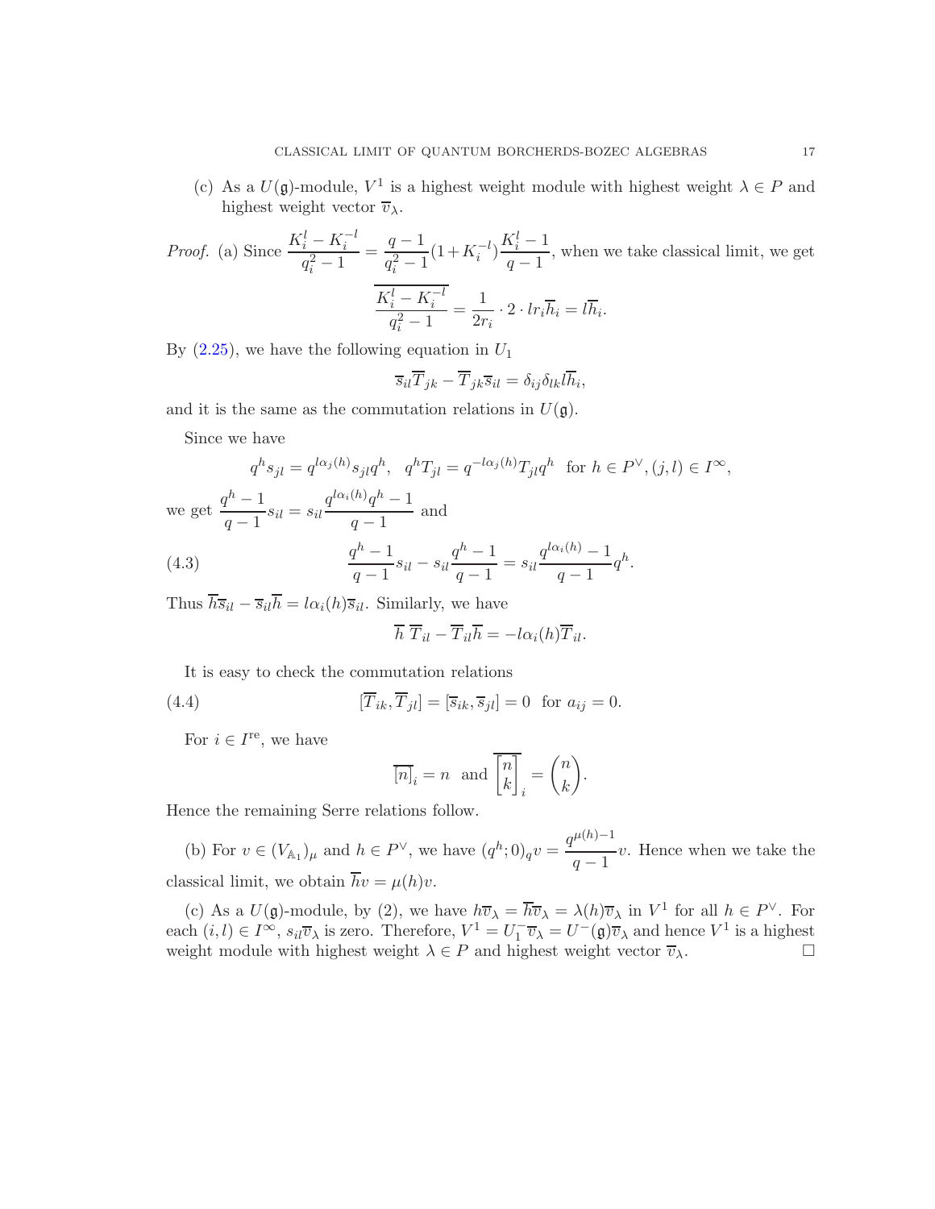(c) As a $U(\mathfrak{g})$-module, $V^1$ is a highest weight module with highest weight $\lambda \in P$ and highest weight vector $\overline{v}_\lambda$.

*Proof.* (a) Since $\dfrac{K_i^l - K_i^{-l}}{q_i^2 - 1} = \dfrac{q-1}{q_i^2-1}(1+K_i^{-l})\dfrac{K_i^l - 1}{q-1}$, when we take classical limit, we get

$$\overline{\frac{K_i^l - K_i^{-l}}{q_i^2 - 1}} = \frac{1}{2r_i} \cdot 2 \cdot l r_i \overline{h}_i = l\overline{h}_i.$$

By (2.25), we have the following equation in $U_1$

$$\overline{s}_{il}\overline{T}_{jk} - \overline{T}_{jk}\overline{s}_{il} = \delta_{ij}\delta_{lk} l\overline{h}_i,$$

and it is the same as the commutation relations in $U(\mathfrak{g})$.

Since we have

$$q^h s_{jl} = q^{l\alpha_j(h)} s_{jl} q^h, \quad q^h T_{jl} = q^{-l\alpha_j(h)} T_{jl} q^h \quad \text{for } h \in P^\vee, (j,l) \in I^\infty,$$

we get $\dfrac{q^h - 1}{q-1} s_{il} = s_{il} \dfrac{q^{l\alpha_i(h)} q^h - 1}{q-1}$ and

$$\frac{q^h - 1}{q-1} s_{il} - s_{il}\frac{q^h - 1}{q-1} = s_{il}\frac{q^{l\alpha_i(h)} - 1}{q-1} q^h. \tag{4.3}$$

Thus $\overline{h}\overline{s}_{il} - \overline{s}_{il}\overline{h} = l\alpha_i(h)\overline{s}_{il}$. Similarly, we have

$$\overline{h}\ \overline{T}_{il} - \overline{T}_{il}\overline{h} = -l\alpha_i(h)\overline{T}_{il}.$$

It is easy to check the commutation relations

$$[\overline{T}_{ik}, \overline{T}_{jl}] = [\overline{s}_{ik}, \overline{s}_{jl}] = 0 \quad \text{for } a_{ij} = 0. \tag{4.4}$$

For $i \in I^{\mathrm{re}}$, we have

$$\overline{[n]}_i = n \quad \text{and} \quad \overline{\begin{bmatrix} n \\ k \end{bmatrix}}_i = \binom{n}{k}.$$

Hence the remaining Serre relations follow.

(b) For $v \in (V_{\mathbb{A}_1})_\mu$ and $h \in P^\vee$, we have $(q^h; 0)_q v = \dfrac{q^{\mu(h)-1}}{q-1} v$. Hence when we take the classical limit, we obtain $\overline{h}v = \mu(h)v$.

(c) As a $U(\mathfrak{g})$-module, by (2), we have $h\overline{v}_\lambda = \overline{h}\overline{v}_\lambda = \lambda(h)\overline{v}_\lambda$ in $V^1$ for all $h \in P^\vee$. For each $(i,l) \in I^\infty$, $s_{il}\overline{v}_\lambda$ is zero. Therefore, $V^1 = U_1^- \overline{v}_\lambda = U^-(\mathfrak{g})\overline{v}_\lambda$ and hence $V^1$ is a highest weight module with highest weight $\lambda \in P$ and highest weight vector $\overline{v}_\lambda$. $\square$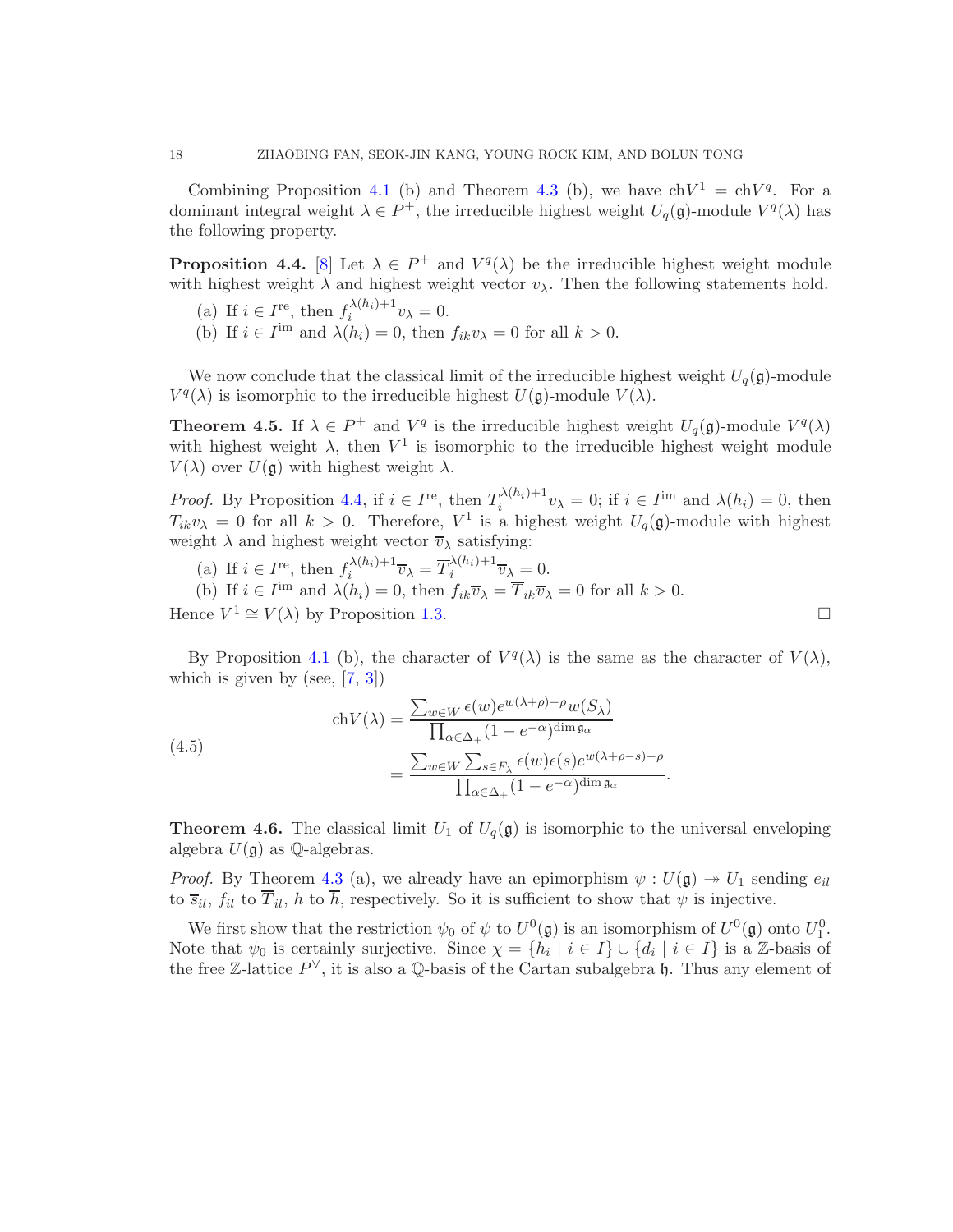Combining Proposition 4.1 (b) and Theorem 4.3 (b), we have $\mathrm{ch}V^1 = \mathrm{ch}V^q$. For a dominant integral weight $\lambda \in P^+$, the irreducible highest weight $U_q(\mathfrak{g})$-module $V^q(\lambda)$ has the following property.

**Proposition 4.4.** [8] Let $\lambda \in P^+$ and $V^q(\lambda)$ be the irreducible highest weight module with highest weight $\lambda$ and highest weight vector $v_\lambda$. Then the following statements hold.

(a) If $i \in I^{\mathrm{re}}$, then $f_i^{\lambda(h_i)+1} v_\lambda = 0$.

(b) If $i \in I^{\mathrm{im}}$ and $\lambda(h_i) = 0$, then $f_{ik} v_\lambda = 0$ for all $k > 0$.

We now conclude that the classical limit of the irreducible highest weight $U_q(\mathfrak{g})$-module $V^q(\lambda)$ is isomorphic to the irreducible highest $U(\mathfrak{g})$-module $V(\lambda)$.

**Theorem 4.5.** If $\lambda \in P^+$ and $V^q$ is the irreducible highest weight $U_q(\mathfrak{g})$-module $V^q(\lambda)$ with highest weight $\lambda$, then $V^1$ is isomorphic to the irreducible highest weight module $V(\lambda)$ over $U(\mathfrak{g})$ with highest weight $\lambda$.

*Proof.* By Proposition 4.4, if $i \in I^{\mathrm{re}}$, then $T_i^{\lambda(h_i)+1} v_\lambda = 0$; if $i \in I^{\mathrm{im}}$ and $\lambda(h_i) = 0$, then $T_{ik} v_\lambda = 0$ for all $k > 0$. Therefore, $V^1$ is a highest weight $U_q(\mathfrak{g})$-module with highest weight $\lambda$ and highest weight vector $\overline{v}_\lambda$ satisfying:

(a) If $i \in I^{\mathrm{re}}$, then $f_i^{\lambda(h_i)+1} \overline{v}_\lambda = \overline{T}_i^{\lambda(h_i)+1} \overline{v}_\lambda = 0$.

(b) If $i \in I^{\mathrm{im}}$ and $\lambda(h_i) = 0$, then $f_{ik} \overline{v}_\lambda = \overline{T}_{ik} \overline{v}_\lambda = 0$ for all $k > 0$.

Hence $V^1 \cong V(\lambda)$ by Proposition 1.3. $\square$

By Proposition 4.1 (b), the character of $V^q(\lambda)$ is the same as the character of $V(\lambda)$, which is given by (see, [7, 3])

$$
\begin{aligned}
\mathrm{ch}V(\lambda) &= \frac{\sum_{w \in W} \epsilon(w) e^{w(\lambda+\rho)-\rho} w(S_\lambda)}{\prod_{\alpha \in \Delta_+} (1 - e^{-\alpha})^{\dim \mathfrak{g}_\alpha}} \\
&= \frac{\sum_{w \in W} \sum_{s \in F_\lambda} \epsilon(w)\epsilon(s) e^{w(\lambda+\rho-s)-\rho}}{\prod_{\alpha \in \Delta_+} (1 - e^{-\alpha})^{\dim \mathfrak{g}_\alpha}}.
\end{aligned} \tag{4.5}
$$

**Theorem 4.6.** The classical limit $U_1$ of $U_q(\mathfrak{g})$ is isomorphic to the universal enveloping algebra $U(\mathfrak{g})$ as $\mathbb{Q}$-algebras.

*Proof.* By Theorem 4.3 (a), we already have an epimorphism $\psi : U(\mathfrak{g}) \twoheadrightarrow U_1$ sending $e_{il}$ to $\overline{s}_{il}$, $f_{il}$ to $\overline{T}_{il}$, $h$ to $\overline{h}$, respectively. So it is sufficient to show that $\psi$ is injective.

We first show that the restriction $\psi_0$ of $\psi$ to $U^0(\mathfrak{g})$ is an isomorphism of $U^0(\mathfrak{g})$ onto $U_1^0$. Note that $\psi_0$ is certainly surjective. Since $\chi = \{h_i \mid i \in I\} \cup \{d_i \mid i \in I\}$ is a $\mathbb{Z}$-basis of the free $\mathbb{Z}$-lattice $P^\vee$, it is also a $\mathbb{Q}$-basis of the Cartan subalgebra $\mathfrak{h}$. Thus any element of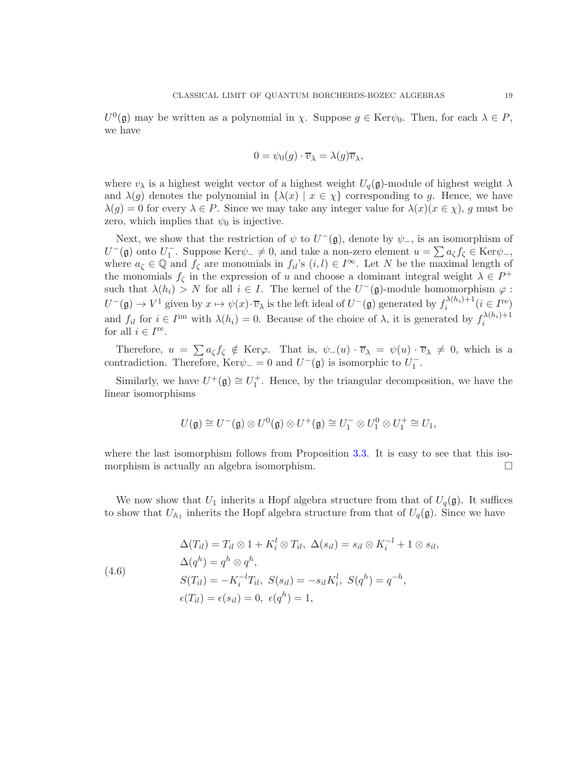$U^0(\mathfrak{g})$ may be written as a polynomial in $\chi$. Suppose $g \in \mathrm{Ker}\psi_0$. Then, for each $\lambda \in P$, we have

$$0 = \psi_0(g) \cdot \overline{v}_\lambda = \lambda(g)\overline{v}_\lambda,$$

where $v_\lambda$ is a highest weight vector of a highest weight $U_q(\mathfrak{g})$-module of highest weight $\lambda$ and $\lambda(g)$ denotes the polynomial in $\{\lambda(x) \mid x \in \chi\}$ corresponding to $g$. Hence, we have $\lambda(g) = 0$ for every $\lambda \in P$. Since we may take any integer value for $\lambda(x)(x \in \chi)$, $g$ must be zero, which implies that $\psi_0$ is injective.

Next, we show that the restriction of $\psi$ to $U^-(\mathfrak{g})$, denote by $\psi_-$, is an isomorphism of $U^-(\mathfrak{g})$ onto $U_1^-$. Suppose $\mathrm{Ker}\psi_- \neq 0$, and take a non-zero element $u = \sum a_\zeta f_\zeta \in \mathrm{Ker}\psi_-$, where $a_\zeta \in \mathbb{Q}$ and $f_\zeta$ are monomials in $f_{il}$'s $(i,l) \in I^\infty$. Let $N$ be the maximal length of the monomials $f_\zeta$ in the expression of $u$ and choose a dominant integral weight $\lambda \in P^+$ such that $\lambda(h_i) > N$ for all $i \in I$. The kernel of the $U^-(\mathfrak{g})$-module homomorphism $\varphi : U^-(\mathfrak{g}) \to V^1$ given by $x \mapsto \psi(x) \cdot \overline{v}_\lambda$ is the left ideal of $U^-(\mathfrak{g})$ generated by $f_i^{\lambda(h_i)+1} (i \in I^{\mathrm{re}})$ and $f_{il}$ for $i \in I^{\mathrm{im}}$ with $\lambda(h_i) = 0$. Because of the choice of $\lambda$, it is generated by $f_i^{\lambda(h_i)+1}$ for all $i \in I^{\mathrm{re}}$.

Therefore, $u = \sum a_\zeta f_\zeta \notin \mathrm{Ker}\varphi$. That is, $\psi_-(u) \cdot \overline{v}_\lambda = \psi(u) \cdot \overline{v}_\lambda \neq 0$, which is a contradiction. Therefore, $\mathrm{Ker}\psi_- = 0$ and $U^-(\mathfrak{g})$ is isomorphic to $U_1^-$.

Similarly, we have $U^+(\mathfrak{g}) \cong U_1^+$. Hence, by the triangular decomposition, we have the linear isomorphisms

$$U(\mathfrak{g}) \cong U^-(\mathfrak{g}) \otimes U^0(\mathfrak{g}) \otimes U^+(\mathfrak{g}) \cong U_1^- \otimes U_1^0 \otimes U_1^+ \cong U_1,$$

where the last isomorphism follows from Proposition 3.3. It is easy to see that this isomorphism is actually an algebra isomorphism. $\square$

We now show that $U_1$ inherits a Hopf algebra structure from that of $U_q(\mathfrak{g})$. It suffices to show that $U_{\mathbb{A}_1}$ inherits the Hopf algebra structure from that of $U_q(\mathfrak{g})$. Since we have

$$\begin{aligned}
&\Delta(T_{il}) = T_{il} \otimes 1 + K_i^l \otimes T_{il},\ \Delta(s_{il}) = s_{il} \otimes K_i^{-l} + 1 \otimes s_{il},\\
&\Delta(q^h) = q^h \otimes q^h,\\
&S(T_{il}) = -K_i^{-l} T_{il},\ S(s_{il}) = -s_{il} K_i^l,\ S(q^h) = q^{-h},\\
&\epsilon(T_{il}) = \epsilon(s_{il}) = 0,\ \epsilon(q^h) = 1,
\end{aligned} \tag{4.6}$$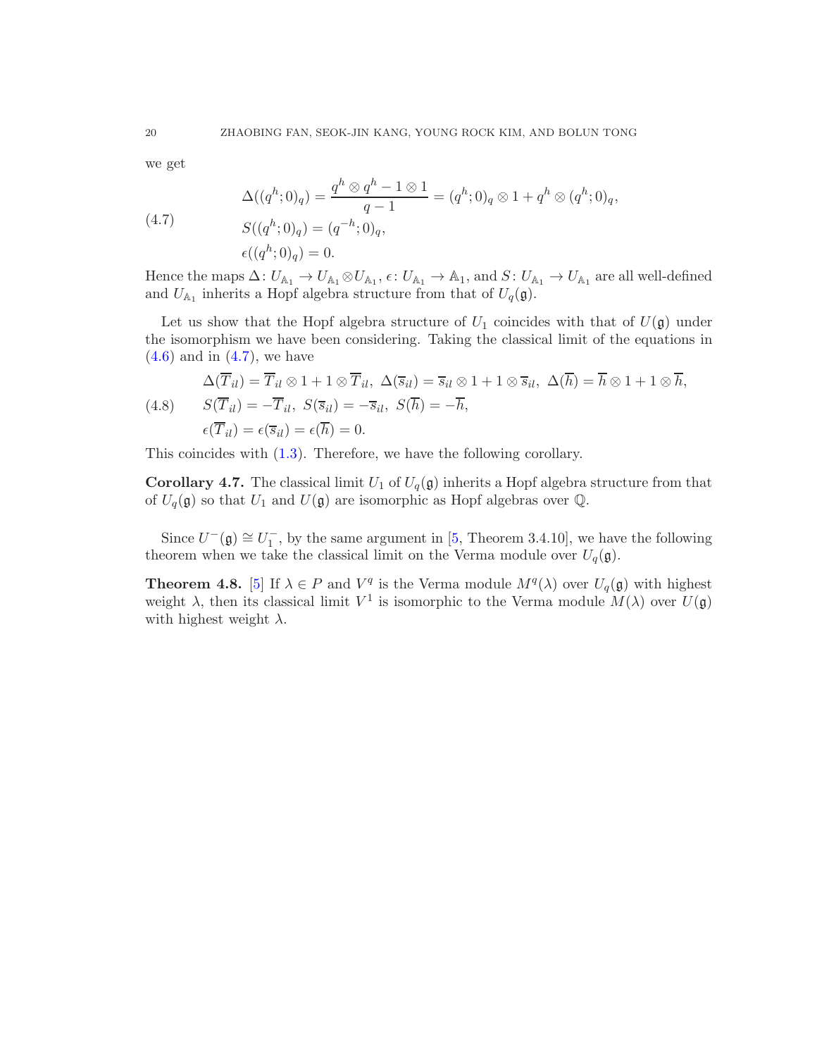we get

$$
\begin{aligned}
&\Delta((q^h;0)_q) = \frac{q^h \otimes q^h - 1 \otimes 1}{q-1} = (q^h;0)_q \otimes 1 + q^h \otimes (q^h;0)_q, \\
&S((q^h;0)_q) = (q^{-h};0)_q, \\
&\epsilon((q^h;0)_q) = 0.
\end{aligned} \tag{4.7}
$$

Hence the maps $\Delta\colon U_{\mathbb{A}_1} \to U_{\mathbb{A}_1} \otimes U_{\mathbb{A}_1}$, $\epsilon\colon U_{\mathbb{A}_1} \to \mathbb{A}_1$, and $S\colon U_{\mathbb{A}_1} \to U_{\mathbb{A}_1}$ are all well-defined and $U_{\mathbb{A}_1}$ inherits a Hopf algebra structure from that of $U_q(\mathfrak{g})$.

Let us show that the Hopf algebra structure of $U_1$ coincides with that of $U(\mathfrak{g})$ under the isomorphism we have been considering. Taking the classical limit of the equations in (4.6) and in (4.7), we have

$$
\begin{aligned}
&\Delta(\overline{T}_{il}) = \overline{T}_{il} \otimes 1 + 1 \otimes \overline{T}_{il},\ \Delta(\overline{s}_{il}) = \overline{s}_{il} \otimes 1 + 1 \otimes \overline{s}_{il},\ \Delta(\overline{h}) = \overline{h} \otimes 1 + 1 \otimes \overline{h}, \\
&S(\overline{T}_{il}) = -\overline{T}_{il},\ S(\overline{s}_{il}) = -\overline{s}_{il},\ S(\overline{h}) = -\overline{h}, \\
&\epsilon(\overline{T}_{il}) = \epsilon(\overline{s}_{il}) = \epsilon(\overline{h}) = 0.
\end{aligned} \tag{4.8}
$$

This coincides with (1.3). Therefore, we have the following corollary.

**Corollary 4.7.** The classical limit $U_1$ of $U_q(\mathfrak{g})$ inherits a Hopf algebra structure from that of $U_q(\mathfrak{g})$ so that $U_1$ and $U(\mathfrak{g})$ are isomorphic as Hopf algebras over $\mathbb{Q}$.

Since $U^-(\mathfrak{g}) \cong U_1^-$, by the same argument in [5, Theorem 3.4.10], we have the following theorem when we take the classical limit on the Verma module over $U_q(\mathfrak{g})$.

**Theorem 4.8.** [5] If $\lambda \in P$ and $V^q$ is the Verma module $M^q(\lambda)$ over $U_q(\mathfrak{g})$ with highest weight $\lambda$, then its classical limit $V^1$ is isomorphic to the Verma module $M(\lambda)$ over $U(\mathfrak{g})$ with highest weight $\lambda$.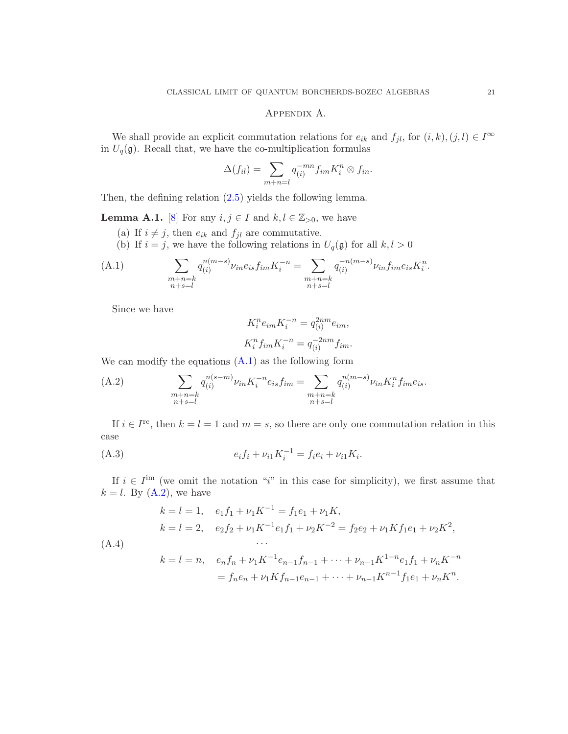# Appendix A.

We shall provide an explicit commutation relations for $e_{ik}$ and $f_{jl}$, for $(i,k),(j,l) \in I^\infty$ in $U_q(\mathfrak{g})$. Recall that, we have the co-multiplication formulas

$$\Delta(f_{il}) = \sum_{m+n=l} q_{(i)}^{-mn} f_{im} K_i^n \otimes f_{in}.$$

Then, the defining relation (2.5) yields the following lemma.

**Lemma A.1.** [8] For any $i,j \in I$ and $k,l \in \mathbb{Z}_{>0}$, we have

(a) If $i \neq j$, then $e_{ik}$ and $f_{jl}$ are commutative.

(b) If $i = j$, we have the following relations in $U_q(\mathfrak{g})$ for all $k,l > 0$

$$\sum_{\substack{m+n=k \\ n+s=l}} q_{(i)}^{n(m-s)} \nu_{in} e_{is} f_{im} K_i^{-n} = \sum_{\substack{m+n=k \\ n+s=l}} q_{(i)}^{-n(m-s)} \nu_{in} f_{im} e_{is} K_i^{n}. \tag{A.1}$$

Since we have

$$K_i^n e_{im} K_i^{-n} = q_{(i)}^{2nm} e_{im},$$
$$K_i^n f_{im} K_i^{-n} = q_{(i)}^{-2nm} f_{im}.$$

We can modify the equations (A.1) as the following form

$$\sum_{\substack{m+n=k \\ n+s=l}} q_{(i)}^{n(s-m)} \nu_{in} K_i^{-n} e_{is} f_{im} = \sum_{\substack{m+n=k \\ n+s=l}} q_{(i)}^{n(m-s)} \nu_{in} K_i^{n} f_{im} e_{is}. \tag{A.2}$$

If $i \in I^{\text{re}}$, then $k = l = 1$ and $m = s$, so there are only one commutation relation in this case

$$e_i f_i + \nu_{i1} K_i^{-1} = f_i e_i + \nu_{i1} K_i. \tag{A.3}$$

If $i \in I^{\text{im}}$ (we omit the notation "$i$" in this case for simplicity), we first assume that $k = l$. By (A.2), we have

$$\begin{aligned}
k = l = 1, &\quad e_1 f_1 + \nu_1 K^{-1} = f_1 e_1 + \nu_1 K, \\
k = l = 2, &\quad e_2 f_2 + \nu_1 K^{-1} e_1 f_1 + \nu_2 K^{-2} = f_2 e_2 + \nu_1 K f_1 e_1 + \nu_2 K^2, \\
&\qquad \cdots \\
k = l = n, &\quad e_n f_n + \nu_1 K^{-1} e_{n-1} f_{n-1} + \cdots + \nu_{n-1} K^{1-n} e_1 f_1 + \nu_n K^{-n} \\
&\quad = f_n e_n + \nu_1 K f_{n-1} e_{n-1} + \cdots + \nu_{n-1} K^{n-1} f_1 e_1 + \nu_n K^n.
\end{aligned} \tag{A.4}$$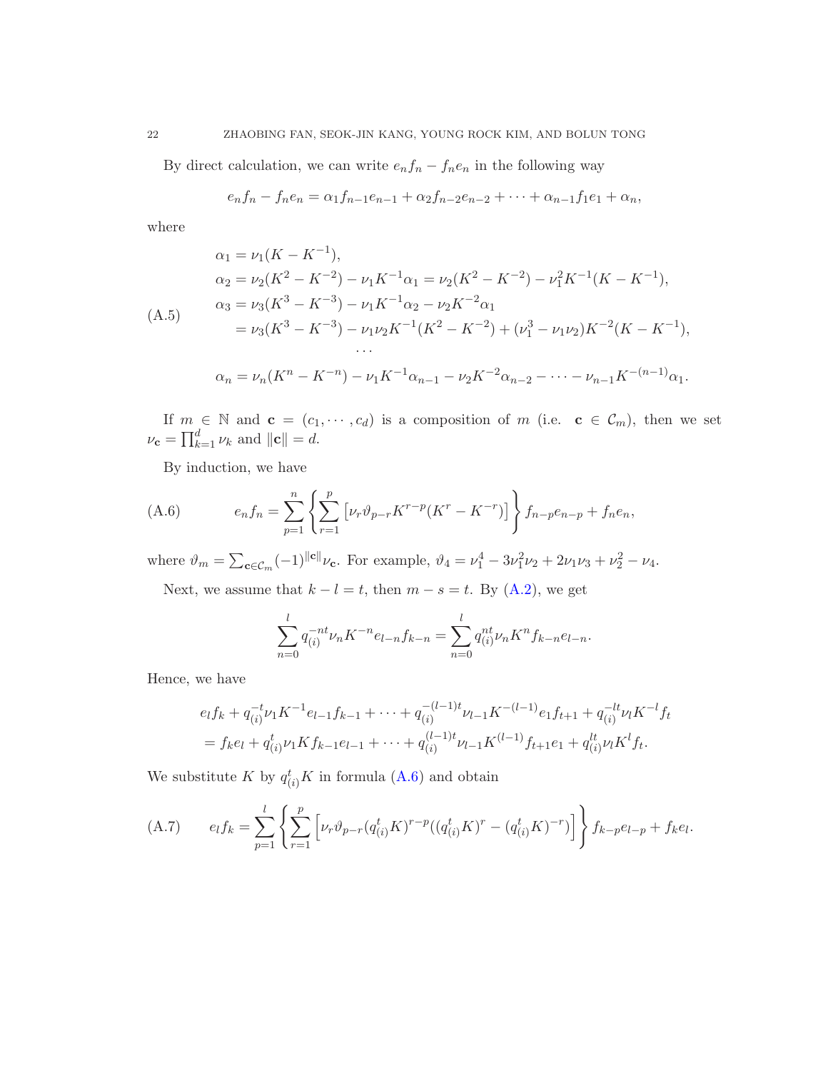By direct calculation, we can write $e_nf_n - f_ne_n$ in the following way

$$e_nf_n - f_ne_n = \alpha_1 f_{n-1}e_{n-1} + \alpha_2 f_{n-2}e_{n-2} + \cdots + \alpha_{n-1}f_1e_1 + \alpha_n,$$

where

$$\begin{aligned}
\alpha_1 &= \nu_1(K - K^{-1}), \\
\alpha_2 &= \nu_2(K^2 - K^{-2}) - \nu_1 K^{-1}\alpha_1 = \nu_2(K^2 - K^{-2}) - \nu_1^2 K^{-1}(K - K^{-1}), \\
\alpha_3 &= \nu_3(K^3 - K^{-3}) - \nu_1 K^{-1}\alpha_2 - \nu_2 K^{-2}\alpha_1 \\
&= \nu_3(K^3 - K^{-3}) - \nu_1\nu_2 K^{-1}(K^2 - K^{-2}) + (\nu_1^3 - \nu_1\nu_2)K^{-2}(K - K^{-1}), \\
&\cdots \\
\alpha_n &= \nu_n(K^n - K^{-n}) - \nu_1 K^{-1}\alpha_{n-1} - \nu_2 K^{-2}\alpha_{n-2} - \cdots - \nu_{n-1}K^{-(n-1)}\alpha_1.
\end{aligned} \tag{A.5}$$

If $m \in \mathbb{N}$ and $\mathbf{c} = (c_1, \cdots, c_d)$ is a composition of $m$ (i.e. $\mathbf{c} \in \mathcal{C}_m$), then we set $\nu_{\mathbf{c}} = \prod_{k=1}^{d} \nu_k$ and $\|\mathbf{c}\| = d$.

By induction, we have

$$e_nf_n = \sum_{p=1}^{n} \left\{ \sum_{r=1}^{p} \left[ \nu_r \vartheta_{p-r} K^{r-p}(K^r - K^{-r}) \right] \right\} f_{n-p}e_{n-p} + f_ne_n, \tag{A.6}$$

where $\vartheta_m = \sum_{\mathbf{c}\in\mathcal{C}_m} (-1)^{\|\mathbf{c}\|}\nu_{\mathbf{c}}$. For example, $\vartheta_4 = \nu_1^4 - 3\nu_1^2\nu_2 + 2\nu_1\nu_3 + \nu_2^2 - \nu_4$.

Next, we assume that $k - l = t$, then $m - s = t$. By (A.2), we get

$$\sum_{n=0}^{l} q_{(i)}^{-nt}\nu_n K^{-n} e_{l-n}f_{k-n} = \sum_{n=0}^{l} q_{(i)}^{nt}\nu_n K^{n} f_{k-n}e_{l-n}.$$

Hence, we have

$$\begin{aligned}
&e_lf_k + q_{(i)}^{-t}\nu_1 K^{-1}e_{l-1}f_{k-1} + \cdots + q_{(i)}^{-(l-1)t}\nu_{l-1}K^{-(l-1)}e_1f_{t+1} + q_{(i)}^{-lt}\nu_l K^{-l}f_t \\
&= f_ke_l + q_{(i)}^{t}\nu_1 K f_{k-1}e_{l-1} + \cdots + q_{(i)}^{(l-1)t}\nu_{l-1}K^{(l-1)}f_{t+1}e_1 + q_{(i)}^{lt}\nu_l K^{l} f_t.
\end{aligned}$$

We substitute $K$ by $q_{(i)}^tK$ in formula (A.6) and obtain

$$e_lf_k = \sum_{p=1}^{l} \left\{ \sum_{r=1}^{p} \left[ \nu_r\vartheta_{p-r}(q_{(i)}^tK)^{r-p}((q_{(i)}^tK)^r - (q_{(i)}^tK)^{-r}) \right] \right\} f_{k-p}e_{l-p} + f_ke_l. \tag{A.7}$$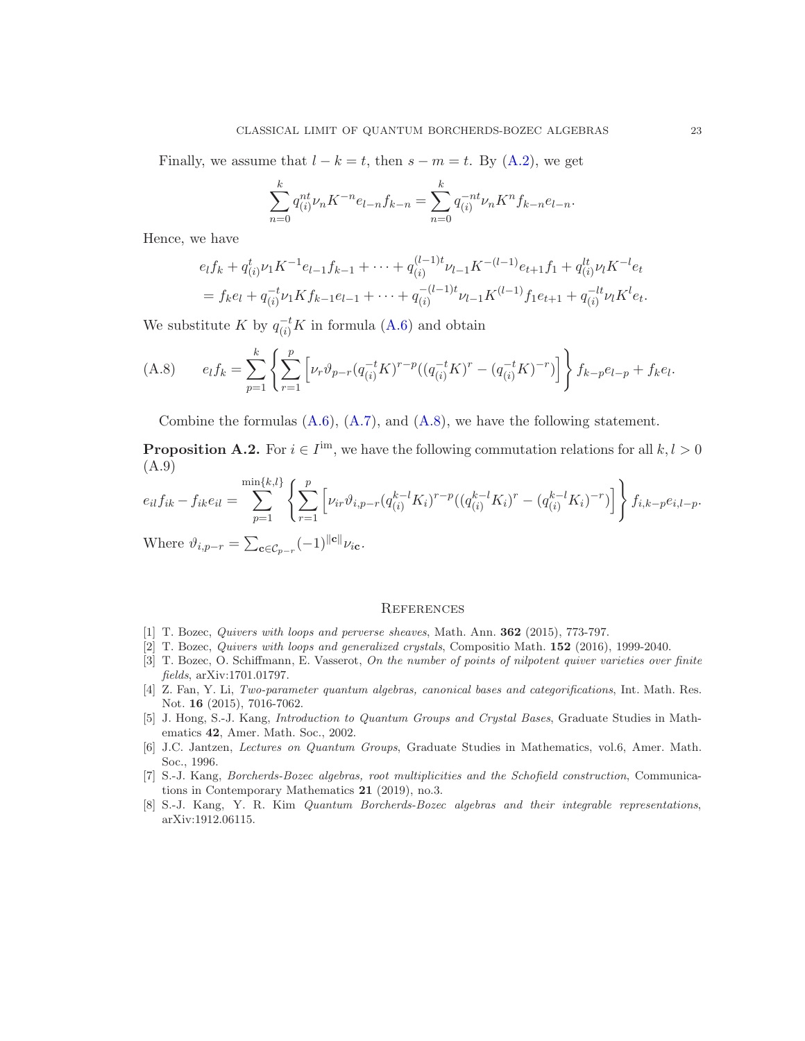Finally, we assume that $l-k=t$, then $s-m=t$. By (A.2), we get

$$\sum_{n=0}^{k} q_{(i)}^{nt}\nu_n K^{-n} e_{l-n} f_{k-n} = \sum_{n=0}^{k} q_{(i)}^{-nt}\nu_n K^{n} f_{k-n} e_{l-n}.$$

Hence, we have

$$\begin{aligned}
&e_l f_k + q_{(i)}^{t}\nu_1 K^{-1} e_{l-1} f_{k-1} + \cdots + q_{(i)}^{(l-1)t}\nu_{l-1} K^{-(l-1)} e_{t+1} f_1 + q_{(i)}^{lt}\nu_l K^{-l} e_t \\
&= f_k e_l + q_{(i)}^{-t}\nu_1 K f_{k-1} e_{l-1} + \cdots + q_{(i)}^{-(l-1)t}\nu_{l-1} K^{(l-1)} f_1 e_{t+1} + q_{(i)}^{-lt}\nu_l K^{l} e_t.
\end{aligned}$$

We substitute $K$ by $q_{(i)}^{-t}K$ in formula (A.6) and obtain

$$e_l f_k = \sum_{p=1}^{k} \left\{ \sum_{r=1}^{p} \left[ \nu_r \vartheta_{p-r} (q_{(i)}^{-t}K)^{r-p} ((q_{(i)}^{-t}K)^{r} - (q_{(i)}^{-t}K)^{-r}) \right] \right\} f_{k-p} e_{l-p} + f_k e_l. \tag{A.8}$$

Combine the formulas (A.6), (A.7), and (A.8), we have the following statement.

**Proposition A.2.** For $i \in I^{\mathrm{im}}$, we have the following commutation relations for all $k,l>0$

$$e_{il} f_{ik} - f_{ik} e_{il} = \sum_{p=1}^{\min\{k,l\}} \left\{ \sum_{r=1}^{p} \left[ \nu_{ir} \vartheta_{i,p-r} (q_{(i)}^{k-l}K_i)^{r-p} ((q_{(i)}^{k-l}K_i)^{r} - (q_{(i)}^{k-l}K_i)^{-r}) \right] \right\} f_{i,k-p} e_{i,l-p}. \tag{A.9}$$

Where $\vartheta_{i,p-r} = \sum_{\mathbf{c}\in \mathcal{C}_{p-r}} (-1)^{\|\mathbf{c}\|} \nu_{i\mathbf{c}}$.

## References

[1] T. Bozec, *Quivers with loops and perverse sheaves*, Math. Ann. **362** (2015), 773-797.

[2] T. Bozec, *Quivers with loops and generalized crystals*, Compositio Math. **152** (2016), 1999-2040.

[3] T. Bozec, O. Schiffmann, E. Vasserot, *On the number of points of nilpotent quiver varieties over finite fields*, arXiv:1701.01797.

[4] Z. Fan, Y. Li, *Two-parameter quantum algebras, canonical bases and categorifications*, Int. Math. Res. Not. **16** (2015), 7016-7062.

[5] J. Hong, S.-J. Kang, *Introduction to Quantum Groups and Crystal Bases*, Graduate Studies in Mathematics **42**, Amer. Math. Soc., 2002.

[6] J.C. Jantzen, *Lectures on Quantum Groups*, Graduate Studies in Mathematics, vol.6, Amer. Math. Soc., 1996.

[7] S.-J. Kang, *Borcherds-Bozec algebras, root multiplicities and the Schofield construction*, Communications in Contemporary Mathematics **21** (2019), no.3.

[8] S.-J. Kang, Y. R. Kim *Quantum Borcherds-Bozec algebras and their integrable representations*, arXiv:1912.06115.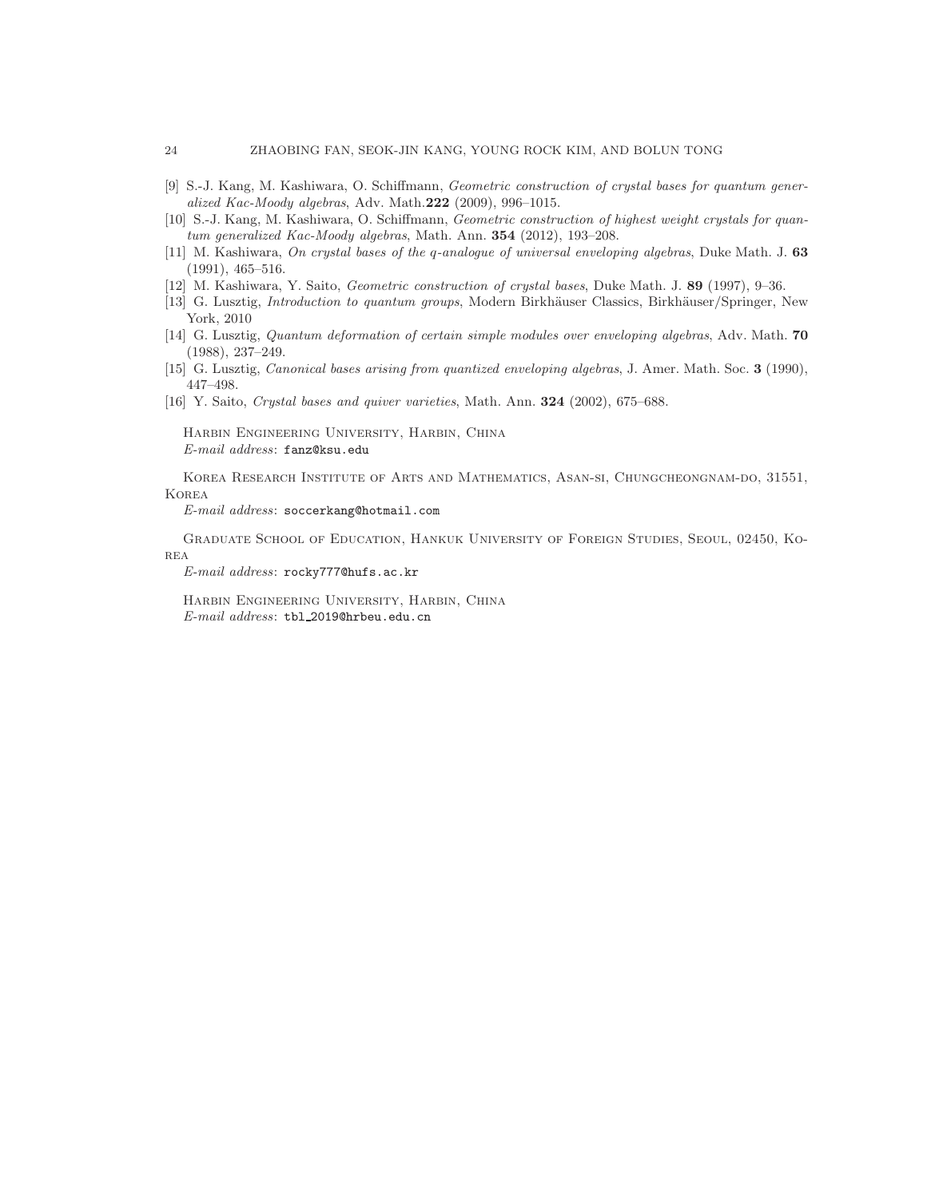[9] S.-J. Kang, M. Kashiwara, O. Schiffmann, *Geometric construction of crystal bases for quantum generalized Kac-Moody algebras*, Adv. Math.**222** (2009), 996–1015.

[10] S.-J. Kang, M. Kashiwara, O. Schiffmann, *Geometric construction of highest weight crystals for quantum generalized Kac-Moody algebras*, Math. Ann. **354** (2012), 193–208.

[11] M. Kashiwara, *On crystal bases of the q-analogue of universal enveloping algebras*, Duke Math. J. **63** (1991), 465–516.

[12] M. Kashiwara, Y. Saito, *Geometric construction of crystal bases*, Duke Math. J. **89** (1997), 9–36.

[13] G. Lusztig, *Introduction to quantum groups*, Modern Birkhäuser Classics, Birkhäuser/Springer, New York, 2010

[14] G. Lusztig, *Quantum deformation of certain simple modules over enveloping algebras*, Adv. Math. **70** (1988), 237–249.

[15] G. Lusztig, *Canonical bases arising from quantized enveloping algebras*, J. Amer. Math. Soc. **3** (1990), 447–498.

[16] Y. Saito, *Crystal bases and quiver varieties*, Math. Ann. **324** (2002), 675–688.

Harbin Engineering University, Harbin, China
*E-mail address*: fanz@ksu.edu

Korea Research Institute of Arts and Mathematics, Asan-si, Chungcheongnam-do, 31551, Korea
*E-mail address*: soccerkang@hotmail.com

Graduate School of Education, Hankuk University of Foreign Studies, Seoul, 02450, Korea
*E-mail address*: rocky777@hufs.ac.kr

Harbin Engineering University, Harbin, China
*E-mail address*: tbl_2019@hrbeu.edu.cn